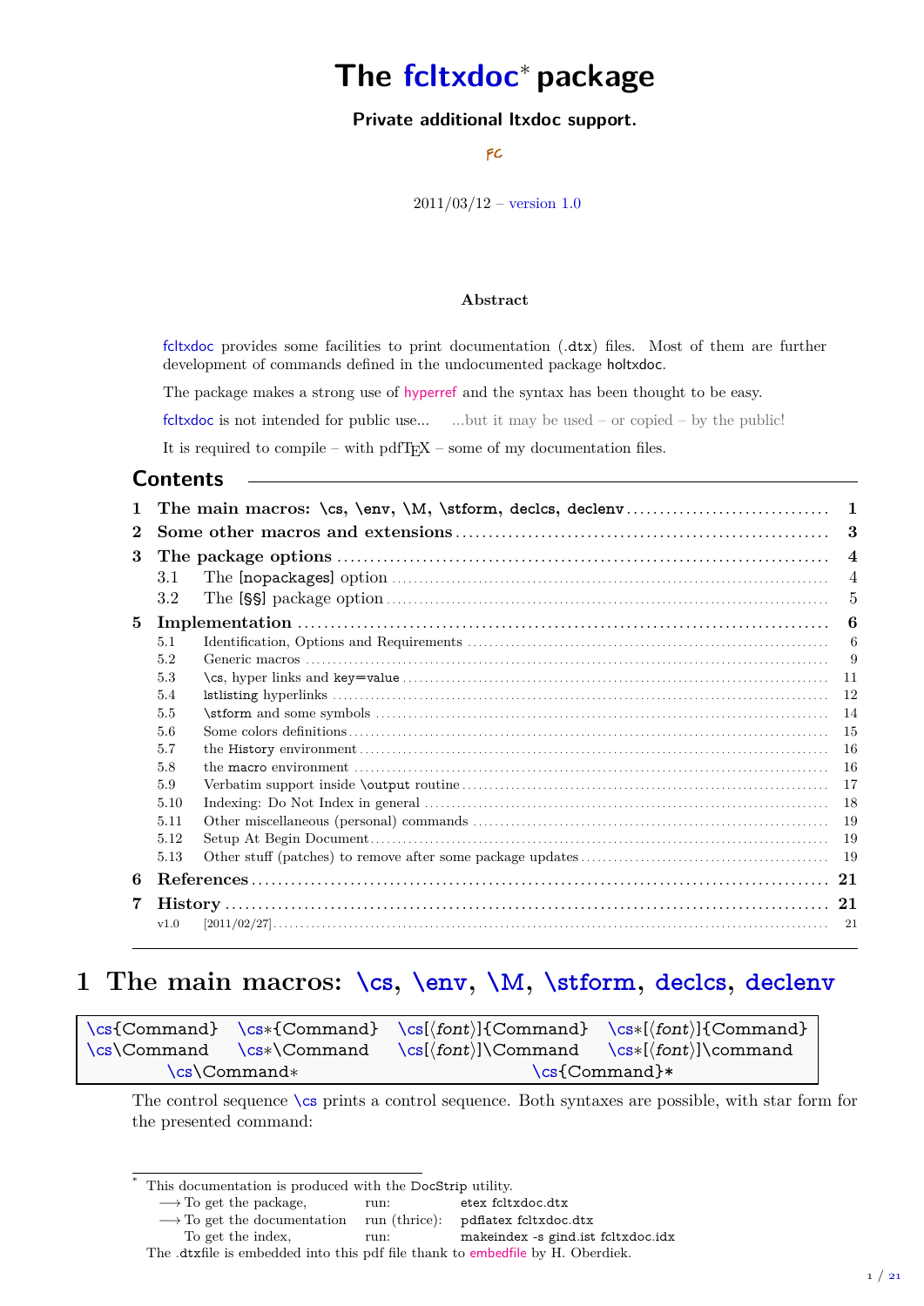# The fcltxdoc* package

**Private additional ltxdoc support.**

FC

2011/03/12 – version 1.0

### Abstract

fcltxdoc provides some facilities to print documentation (.dtx) files. Most of them are further development of commands defined in the undocumented package holtxdoc.

The package makes a strong use of hyperref and the syntax has been thought to be easy.

fcltxdoc is not intended for public use... ...but it may be used – or copied – by the public!

It is required to compile – with pdfTeX – some of my documentation files.

## Contents

| | | |
|---|---|---|
| **1** | **The main macros: \cs, \env, \M, \stform, declcs, declenv** | **1** |
| **2** | **Some other macros and extensions** | **3** |
| **3** | **The package options** | **4** |
| 3.1 | The [nopackages] option | 4 |
| 3.2 | The [§§] package option | 5 |
| **5** | **Implementation** | **6** |
| 5.1 | Identification, Options and Requirements | 6 |
| 5.2 | Generic macros | 9 |
| 5.3 | \cs, hyper links and key=value | 11 |
| 5.4 | lstlisting hyperlinks | 12 |
| 5.5 | \stform and some symbols | 14 |
| 5.6 | Some colors definitions | 15 |
| 5.7 | the History environment | 16 |
| 5.8 | the macro environment | 16 |
| 5.9 | Verbatim support inside \output routine | 17 |
| 5.10 | Indexing: Do Not Index in general | 18 |
| 5.11 | Other miscellaneous (personal) commands | 19 |
| 5.12 | Setup At Begin Document | 19 |
| 5.13 | Other stuff (patches) to remove after some package updates | 19 |
| **6** | **References** | **21** |
| **7** | **History** | **21** |
| v1.0 | [2011/02/27] | 21 |

# 1 The main macros: \cs, \env, \M, \stform, declcs, declenv

| | | | |
|---|---|---|---|
| \cs{Command} | \cs*{Command} | \cs[⟨*font*⟩]{Command} | \cs*[⟨*font*⟩]{Command} |
| \cs\Command | \cs*\Command | \cs[⟨*font*⟩]\Command | \cs*[⟨*font*⟩]\command |
| \cs\Command* | | \cs{Command}* | |

The control sequence \cs prints a control sequence. Both syntaxes are possible, with star form for the presented command:

---

* This documentation is produced with the DocStrip utility.

| | | |
|---|---|---|
| ⟶ To get the package, | run: | etex fcltxdoc.dtx |
| ⟶ To get the documentation | run (thrice): | pdflatex fcltxdoc.dtx |
| To get the index, | run: | makeindex -s gind.ist fcltxdoc.idx |

The .dtxfile is embedded into this pdf file thank to embedfile by H. Oberdiek.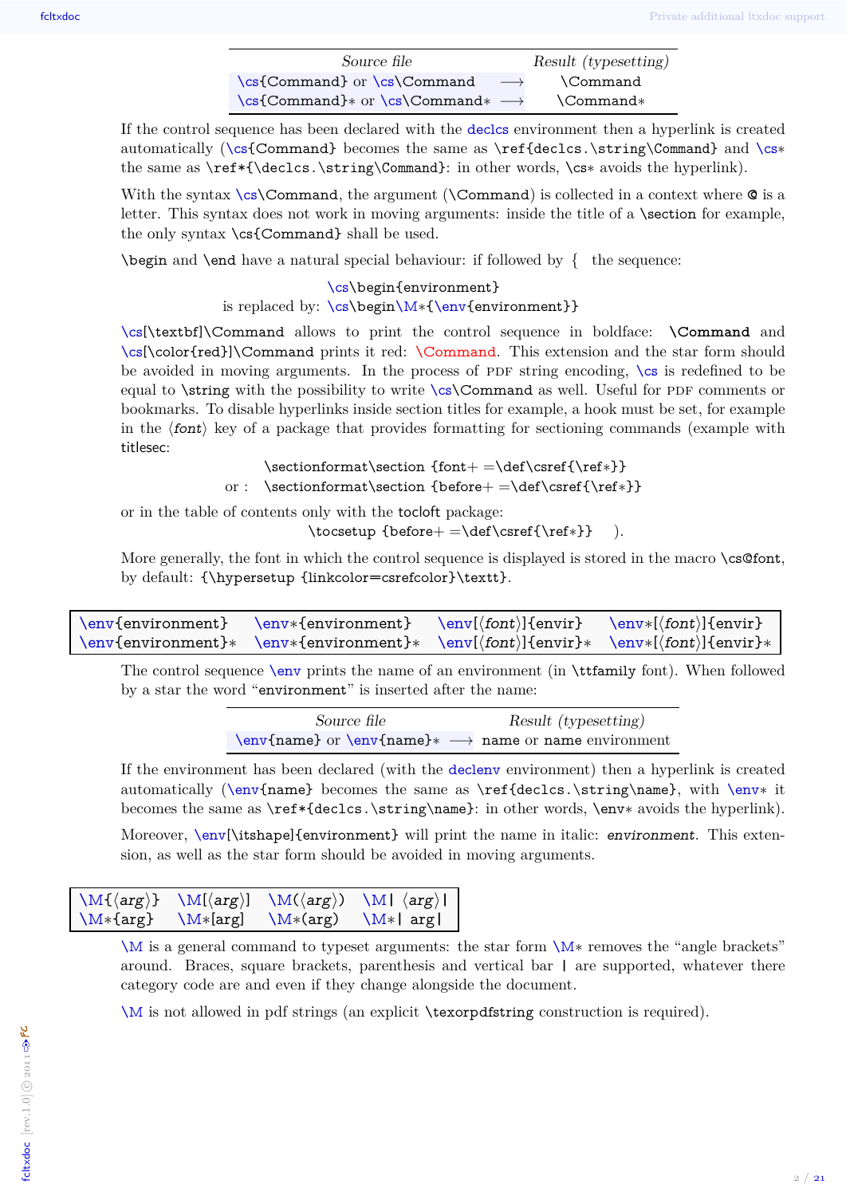| *Source file* | | *Result (typesetting)* |
|---|---|---|
| \cs{Command} or \cs\Command | ⟶ | \Command |
| \cs{Command}* or \cs\Command* | ⟶ | \Command* |

If the control sequence has been declared with the declcs environment then a hyperlink is created automatically (\cs{Command} becomes the same as \ref{declcs.\string\Command} and \cs* the same as \ref*{\declcs.\string\Command}: in other words, \cs* avoids the hyperlink).

With the syntax \cs\Command, the argument (\Command) is collected in a context where @ is a letter. This syntax does not work in moving arguments: inside the title of a \section for example, the only syntax \cs{Command} shall be used.

\begin and \end have a natural special behaviour: if followed by { the sequence:

```
                  \cs\begin{environment}
is replaced by:   \cs\begin\M*{\env{environment}}
```

\cs[\textbf]\Command allows to print the control sequence in boldface: **\Command** and \cs[\color{red}]\Command prints it red: \Command. This extension and the star form should be avoided in moving arguments. In the process of PDF string encoding, \cs is redefined to be equal to \string with the possibility to write \cs\Command as well. Useful for PDF comments or bookmarks. To disable hyperlinks inside section titles for example, a hook must be set, for example in the ⟨*font*⟩ key of a package that provides formatting for sectioning commands (example with titlesec:

```
       \sectionformat\section {font+ =\def\csref{\ref*}}
or :   \sectionformat\section {before+ =\def\csref{\ref*}}
```

or in the table of contents only with the tocloft package:

```
\tocsetup {before+ =\def\csref{\ref*}}   ).
```

More generally, the font in which the control sequence is displayed is stored in the macro \cs@font, by default: {\hypersetup {linkcolor=csrefcolor}\texttt}.

| | | | |
|---|---|---|---|
| \env{environment} | \env*{environment} | \env[⟨*font*⟩]{envir} | \env*[⟨*font*⟩]{envir} |
| \env{environment}* | \env*{environment}* | \env[⟨*font*⟩]{envir}* | \env*[⟨*font*⟩]{envir}* |

The control sequence \env prints the name of an environment (in \ttfamily font). When followed by a star the word "environment" is inserted after the name:

| *Source file* | | *Result (typesetting)* |
|---|---|---|
| \env{name} or \env{name}* | ⟶ | name or name environment |

If the environment has been declared (with the declenv environment) then a hyperlink is created automatically (\env{name} becomes the same as \ref{declcs.\string\name}, with \env* it becomes the same as \ref*{declcs.\string\name}: in other words, \env* avoids the hyperlink).

Moreover, \env[\itshape]{environment} will print the name in italic: *environment*. This extension, as well as the star form should be avoided in moving arguments.

| | | | |
|---|---|---|---|
| \M{⟨*arg*⟩} | \M[⟨*arg*⟩] | \M(⟨*arg*⟩) | \M\| ⟨*arg*⟩\| |
| \M*{arg} | \M*[arg] | \M*(arg) | \M*\| arg\| |

\M is a general command to typeset arguments: the star form \M* removes the "angle brackets" around. Braces, square brackets, parenthesis and vertical bar | are supported, whatever there category code are and even if they change alongside the document.

\M is not allowed in pdf strings (an explicit \texorpdfstring construction is required).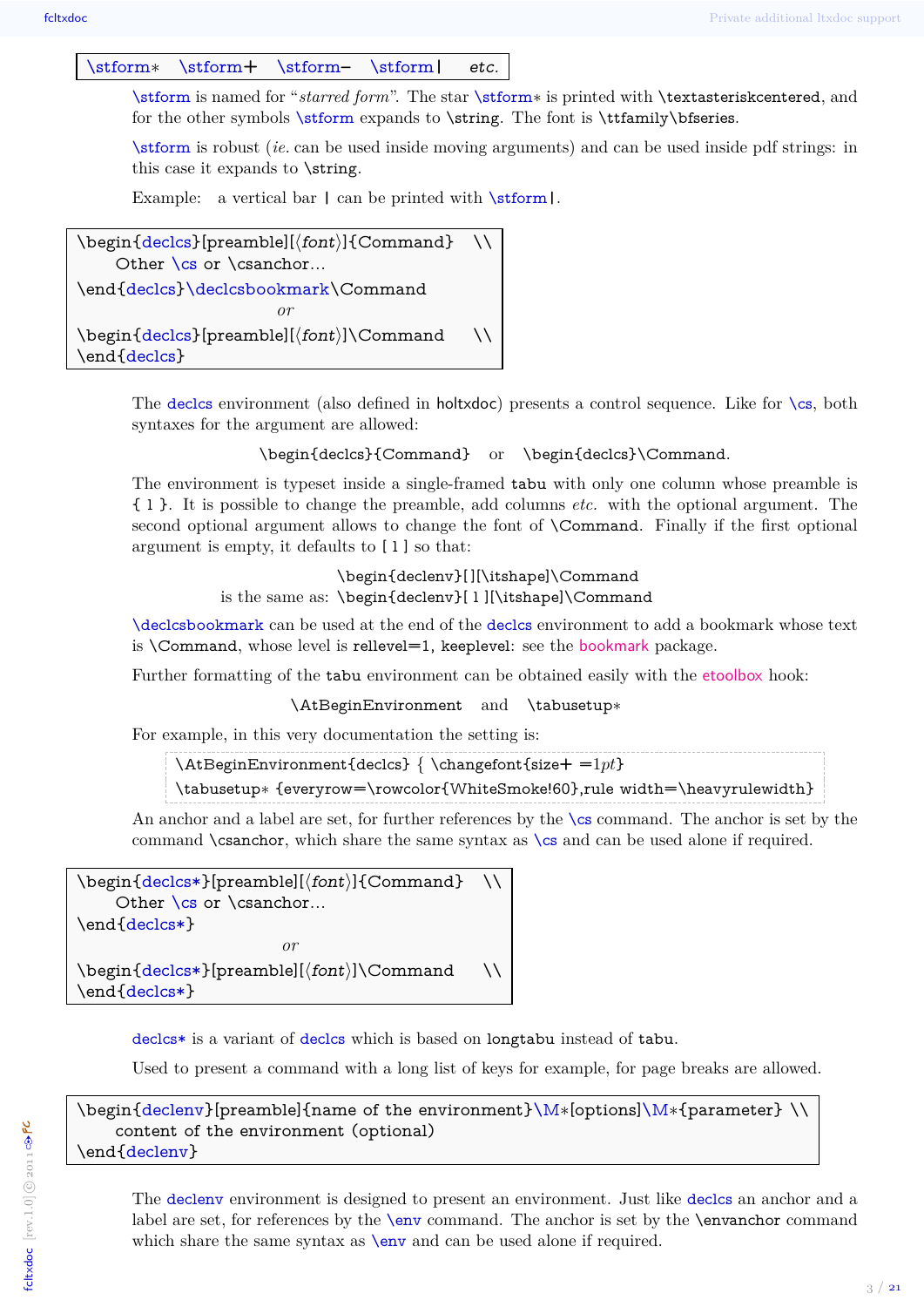```
\stform*   \stform+   \stform-   \stform|   etc.
```

\stform is named for "*starred form*". The star \stform* is printed with \textasteriskcentered, and for the other symbols \stform expands to \string. The font is \ttfamily\bfseries.

\stform is robust (*ie.* can be used inside moving arguments) and can be used inside pdf strings: in this case it expands to \string.

Example: a vertical bar | can be printed with \stform|.

```
\begin{declcs}[preamble][⟨font⟩]{Command}   \\
     Other \cs or \csanchor...
\end{declcs}\declcsbookmark\Command
                         or
\begin{declcs}[preamble][⟨font⟩]\Command    \\
\end{declcs}
```

The declcs environment (also defined in holtxdoc) presents a control sequence. Like for \cs, both syntaxes for the argument are allowed:

\begin{declcs}{Command} or \begin{declcs}\Command.

The environment is typeset inside a single-framed tabu with only one column whose preamble is { l }. It is possible to change the preamble, add columns *etc.* with the optional argument. The second optional argument allows to change the font of \Command. Finally if the first optional argument is empty, it defaults to [ l ] so that:

\begin{declenv}[][\itshape]\Command
is the same as: \begin{declenv}[ l ][\itshape]\Command

\declcsbookmark can be used at the end of the declcs environment to add a bookmark whose text is \Command, whose level is rellevel=1, keeplevel: see the bookmark package.

Further formatting of the tabu environment can be obtained easily with the etoolbox hook:

\AtBeginEnvironment and \tabusetup*

For example, in this very documentation the setting is:

```
\AtBeginEnvironment{declcs} { \changefont{size+ =1pt}
\tabusetup* {everyrow=\rowcolor{WhiteSmoke!60},rule width=\heavyrulewidth}
```

An anchor and a label are set, for further references by the \cs command. The anchor is set by the command \csanchor, which share the same syntax as \cs and can be used alone if required.

```
\begin{declcs*}[preamble][⟨font⟩]{Command}   \\
     Other \cs or \csanchor...
\end{declcs*}
                         or
\begin{declcs*}[preamble][⟨font⟩]\Command    \\
\end{declcs*}
```

declcs* is a variant of declcs which is based on longtabu instead of tabu.

Used to present a command with a long list of keys for example, for page breaks are allowed.

```
\begin{declenv}[preamble]{name of the environment}\M*[options]\M*{parameter} \\
     content of the environment (optional)
\end{declenv}
```

The declenv environment is designed to present an environment. Just like declcs an anchor and a label are set, for references by the \env command. The anchor is set by the \envanchor command which share the same syntax as \env and can be used alone if required.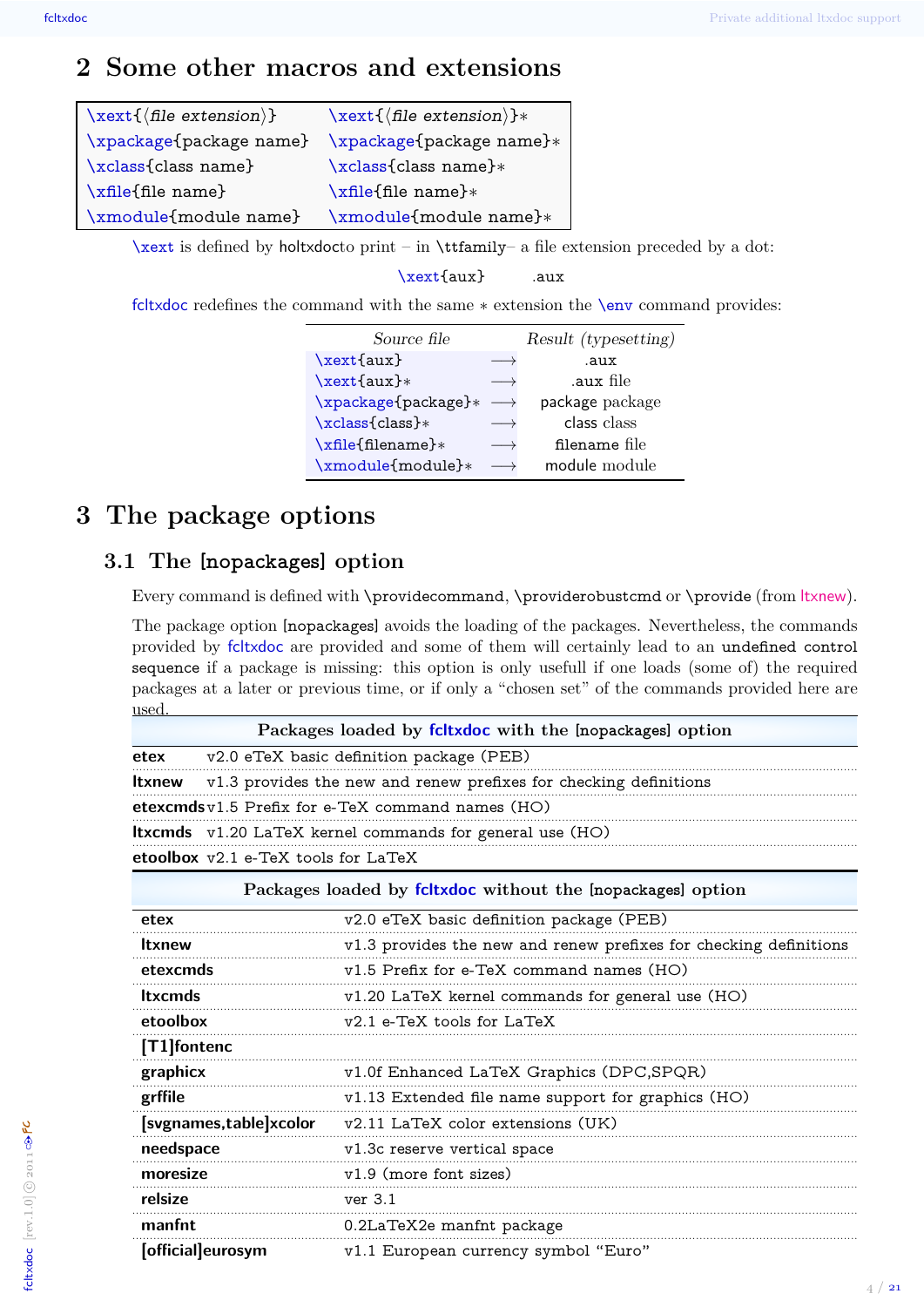## 2 Some other macros and extensions

| | |
|---|---|
| \xext{⟨*file extension*⟩} | \xext{⟨*file extension*⟩}* |
| \xpackage{package name} | \xpackage{package name}* |
| \xclass{class name} | \xclass{class name}* |
| \xfile{file name} | \xfile{file name}* |
| \xmodule{module name} | \xmodule{module name}* |

\xext is defined by holtxdocto print – in \ttfamily– a file extension preceded by a dot:

\xext{aux}     .aux

fcltxdoc redefines the command with the same * extension the \env command provides:

| *Source file* | | *Result (typesetting)* |
|---|---|---|
| \xext{aux} | ⟶ | .aux |
| \xext{aux}* | ⟶ | .aux file |
| \xpackage{package}* | ⟶ | package package |
| \xclass{class}* | ⟶ | class class |
| \xfile{filename}* | ⟶ | filename file |
| \xmodule{module}* | ⟶ | module module |

## 3 The package options

### 3.1 The [nopackages] option

Every command is defined with \providecommand, \providerobustcmd or \provide (from ltxnew).

The package option [nopackages] avoids the loading of the packages. Nevertheless, the commands provided by fcltxdoc are provided and some of them will certainly lead to an undefined control sequence if a package is missing: this option is only usefull if one loads (some of) the required packages at a later or previous time, or if only a "chosen set" of the commands provided here are used.

| Packages loaded by fcltxdoc with the [nopackages] option | |
|---|---|
| **etex** | v2.0 eTeX basic definition package (PEB) |
| **ltxnew** | v1.3 provides the new and renew prefixes for checking definitions |
| **etexcmds** | v1.5 Prefix for e-TeX command names (HO) |
| **ltxcmds** | v1.20 LaTeX kernel commands for general use (HO) |
| **etoolbox** | v2.1 e-TeX tools for LaTeX |

| Packages loaded by fcltxdoc without the [nopackages] option | |
|---|---|
| **etex** | v2.0 eTeX basic definition package (PEB) |
| **ltxnew** | v1.3 provides the new and renew prefixes for checking definitions |
| **etexcmds** | v1.5 Prefix for e-TeX command names (HO) |
| **ltxcmds** | v1.20 LaTeX kernel commands for general use (HO) |
| **etoolbox** | v2.1 e-TeX tools for LaTeX |
| **[T1]fontenc** | |
| **graphicx** | v1.0f Enhanced LaTeX Graphics (DPC,SPQR) |
| **grffile** | v1.13 Extended file name support for graphics (HO) |
| **[svgnames,table]xcolor** | v2.11 LaTeX color extensions (UK) |
| **needspace** | v1.3c reserve vertical space |
| **moresize** | v1.9 (more font sizes) |
| **relsize** | ver 3.1 |
| **manfnt** | 0.2LaTeX2e manfnt package |
| **[official]eurosym** | v1.1 European currency symbol "Euro" |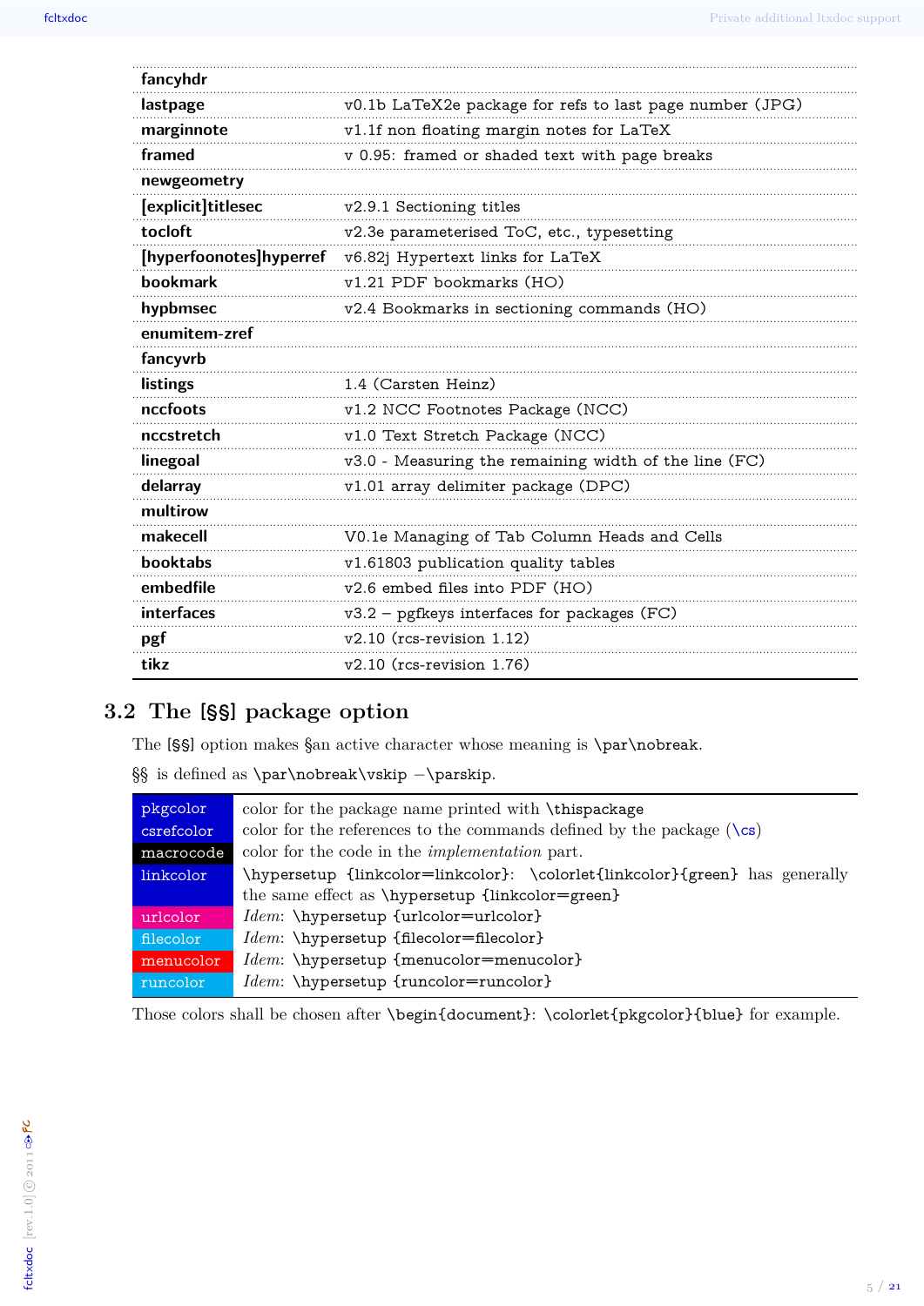| | |
|---|---|
| **fancyhdr** | |
| **lastpage** | v0.1b LaTeX2e package for refs to last page number (JPG) |
| **marginnote** | v1.1f non floating margin notes for LaTeX |
| **framed** | v 0.95: framed or shaded text with page breaks |
| **newgeometry** | |
| **[explicit]titlesec** | v2.9.1 Sectioning titles |
| **tocloft** | v2.3e parameterised ToC, etc., typesetting |
| **[hyperfoonotes]hyperref** | v6.82j Hypertext links for LaTeX |
| **bookmark** | v1.21 PDF bookmarks (HO) |
| **hypbmsec** | v2.4 Bookmarks in sectioning commands (HO) |
| **enumitem-zref** | |
| **fancyvrb** | |
| **listings** | 1.4 (Carsten Heinz) |
| **nccfoots** | v1.2 NCC Footnotes Package (NCC) |
| **nccstretch** | v1.0 Text Stretch Package (NCC) |
| **linegoal** | v3.0 - Measuring the remaining width of the line (FC) |
| **delarray** | v1.01 array delimiter package (DPC) |
| **multirow** | |
| **makecell** | V0.1e Managing of Tab Column Heads and Cells |
| **booktabs** | v1.61803 publication quality tables |
| **embedfile** | v2.6 embed files into PDF (HO) |
| **interfaces** | v3.2 – pgfkeys interfaces for packages (FC) |
| **pgf** | v2.10 (rcs-revision 1.12) |
| **tikz** | v2.10 (rcs-revision 1.76) |

## 3.2 The [§§] package option

The [§§] option makes §an active character whose meaning is \par\nobreak.

§§ is defined as \par\nobreak\vskip −\parskip.

| | |
|---|---|
| pkgcolor | color for the package name printed with \thispackage |
| csrefcolor | color for the references to the commands defined by the package (\cs) |
| macrocode | color for the code in the *implementation* part. |
| linkcolor | \hypersetup {linkcolor=linkcolor}: \colorlet{linkcolor}{green} has generally the same effect as \hypersetup {linkcolor=green} |
| urlcolor | *Idem*: \hypersetup {urlcolor=urlcolor} |
| filecolor | *Idem*: \hypersetup {filecolor=filecolor} |
| menucolor | *Idem*: \hypersetup {menucolor=menucolor} |
| runcolor | *Idem*: \hypersetup {runcolor=runcolor} |

Those colors shall be chosen after \begin{document}: \colorlet{pkgcolor}{blue} for example.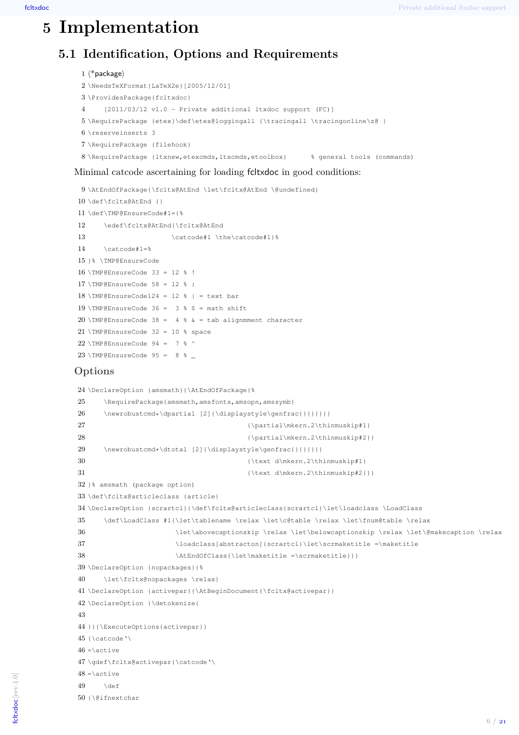# 5 Implementation

## 5.1 Identification, Options and Requirements

```
1 ⟨*package⟩
2 \NeedsTeXFormat{LaTeX2e}[2005/12/01]
3 \ProvidesPackage{fcltxdoc}
4     [2011/03/12 v1.0 - Private additional ltxdoc support (FC)]
5 \RequirePackage {etex}\def\etex@loggingall {\tracingall \tracingonline\z@ }
6 \reserveinserts 3
7 \RequirePackage {filehook}
8 \RequirePackage {ltxnew,etexcmds,ltxcmds,etoolbox}      % general tools (commands)
```

Minimal catcode ascertaining for loading fcltxdoc in good conditions:

```
9 \AtEndOfPackage{\fcltx@AtEnd \let\fcltx@AtEnd \@undefined}
10 \def\fcltx@AtEnd {}
11 \def\TMP@EnsureCode#1={%
12     \edef\fcltx@AtEnd{\fcltx@AtEnd
13                     \catcode#1 \the\catcode#1}%
14     \catcode#1=%
15 }% \TMP@EnsureCode
16 \TMP@EnsureCode 33 = 12 % !
17 \TMP@EnsureCode 58 = 12 % :
18 \TMP@EnsureCode124 = 12 % | = text bar
19 \TMP@EnsureCode 36 =  3 % $ = math shift
20 \TMP@EnsureCode 38 =  4 % & = tab alignmment character
21 \TMP@EnsureCode 32 = 10 % space
22 \TMP@EnsureCode 94 =  7 % ^
23 \TMP@EnsureCode 95 =  8 % _
```

### Options

```
24 \DeclareOption {amsmath}{\AtEndOfPackage{%
25     \RequirePackage{amsmath,amsfonts,amsopn,amssymb}
26     \newrobustcmd*\dpartial [2]{\displaystyle\genfrac{}{}{}{}
27                                     {\partial\mkern.2\thinmuskip#1}
28                                     {\partial\mkern.2\thinmuskip#2}}
29     \newrobustcmd*\dtotal [2]{\displaystyle\genfrac{}{}{}{}
30                                     {\text d\mkern.2\thinmuskip#1}
31                                     {\text d\mkern.2\thinmuskip#2}}}
32 }% amsmath (package option)
33 \def\fcltx@articleclass {article}
34 \DeclareOption {scrartcl}{\def\fcltx@articleclass{scrartcl}\let\loadclass \LoadClass
35     \def\LoadClass #1{\let\tablename \relax \let\c@table \relax \let\fnum@table \relax
36                     \let\abovecaptionskip \relax \let\belowcaptionskip \relax \let\@makecaption \relax
37                     \loadclass[abstracton]{scrartcl}\let\scrmaketitle =\maketitle
38                     \AtEndOfClass{\let\maketitle =\scrmaketitle}}}
39 \DeclareOption {nopackages}{%
40     \let\fcltx@nopackages \relax}
41 \DeclareOption {activepar}{\AtBeginDocument{\fcltx@activepar}}
42 \DeclareOption {\detokenize{
43 
44 }}{\ExecuteOptions{activepar}}
45 {\catcode`\
46 =\active
47 \gdef\fcltx@activepar{\catcode`\
48 =\active
49     \def
50 {\@ifnextchar
```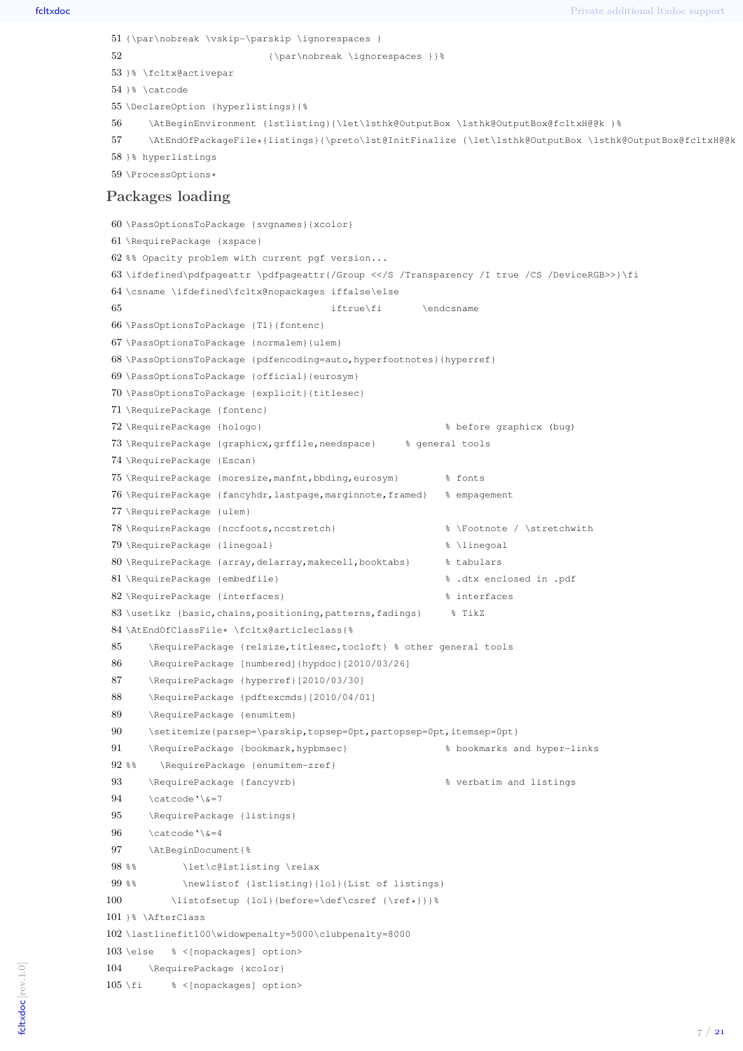```
51 {\par\nobreak \vskip-\parskip \ignorespaces }
52                          {\par\nobreak \ignorespaces }}%
53 }% \fcltx@activepar
54 }% \catcode
55 \DeclareOption {hyperlistings}{%
56     \AtBeginEnvironment {lstlisting}{\let\lsthk@OutputBox \lsthk@OutputBox@fcltxH@@k }%
57     \AtEndOfPackageFile*{listings}{\preto\lst@InitFinalize {\let\lsthk@OutputBox \lsthk@OutputBox@fcltxH@@k
58 }% hyperlistings
59 \ProcessOptions*
```

## Packages loading

```
60 \PassOptionsToPackage {svgnames}{xcolor}
61 \RequirePackage {xspace}
62 %% Opacity problem with current pgf version...
63 \ifdefined\pdfpageattr \pdfpageattr{/Group <</S /Transparency /I true /CS /DeviceRGB>>}\fi
64 \csname \ifdefined\fcltx@nopackages iffalse\else
65                                    iftrue\fi       \endcsname
66 \PassOptionsToPackage {T1}{fontenc}
67 \PassOptionsToPackage {normalem}{ulem}
68 \PassOptionsToPackage {pdfencoding=auto,hyperfootnotes}{hyperref}
69 \PassOptionsToPackage {official}{eurosym}
70 \PassOptionsToPackage {explicit}{titlesec}
71 \RequirePackage {fontenc}
72 \RequirePackage {hologo}                              % before graphicx (bug)
73 \RequirePackage {graphicx,grffile,needspace}     % general tools
74 \RequirePackage {Escan}
75 \RequirePackage {moresize,manfnt,bbding,eurosym}        % fonts
76 \RequirePackage {fancyhdr,lastpage,marginnote,framed}   % empagement
77 \RequirePackage {ulem}
78 \RequirePackage {nccfoots,nccstretch}                 % \Footnote / \stretchwith
79 \RequirePackage {linegoal}                            % \linegoal
80 \RequirePackage {array,delarray,makecell,booktabs}      % tabulars
81 \RequirePackage {embedfile}                           % .dtx enclosed in .pdf
82 \RequirePackage {interfaces}                          % interfaces
83 \usetikz {basic,chains,positioning,patterns,fadings}     % TikZ
84 \AtEndOfClassFile* \fcltx@articleclass{%
85     \RequirePackage {relsize,titlesec,tocloft} % other general tools
86     \RequirePackage [numbered]{hypdoc}[2010/03/26]
87     \RequirePackage {hyperref}[2010/03/30]
88     \RequirePackage {pdftexcmds}[2010/04/01]
89     \RequirePackage {enumitem}
90     \setitemize{parsep=\parskip,topsep=0pt,partopsep=0pt,itemsep=0pt}
91     \RequirePackage {bookmark,hypbmsec}                % bookmarks and hyper-links
92 %%    \RequirePackage {enumitem-zref}
93     \RequirePackage {fancyvrb}                         % verbatim and listings
94     \catcode`\&=7
95     \RequirePackage {listings}
96     \catcode`\&=4
97     \AtBeginDocument{%
98 %%        \let\c@lstlisting \relax
99 %%        \newlistof {lstlisting}{lol}{List of listings}
100        \listofsetup {lol}{before=\def\csref {\ref*}}}%
101 }% \AfterClass
102 \lastlinefit100\widowpenalty=5000\clubpenalty=8000
103 \else   % <[nopackages] option>
104     \RequirePackage {xcolor}
105 \fi     % <[nopackages] option>
```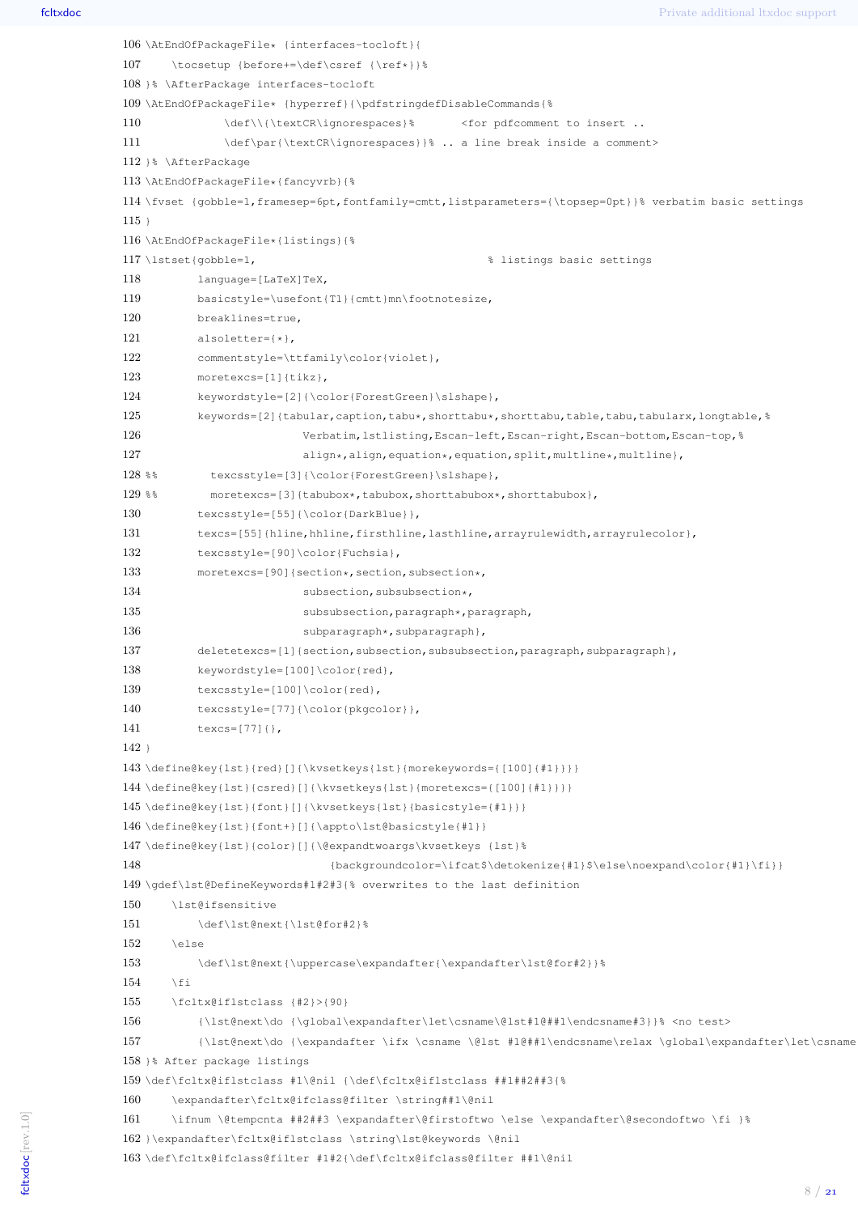```
106 \AtEndOfPackageFile* {interfaces-tocloft}{
107     \tocsetup {before+=\def\csref {\ref*}}%
108 }% \AfterPackage interfaces-tocloft
109 \AtEndOfPackageFile* {hyperref}{\pdfstringdefDisableCommands{%
110             \def\\{\textCR\ignorespaces}%       <for pdfcomment to insert ..
111             \def\par{\textCR\ignorespaces}}% .. a line break inside a comment>
112 }% \AfterPackage
113 \AtEndOfPackageFile*{fancyvrb}{%
114 \fvset {gobble=1,framesep=6pt,fontfamily=cmtt,listparameters={\topsep=0pt}}% verbatim basic settings
115 }
116 \AtEndOfPackageFile*{listings}{%
117 \lstset{gobble=1,                                    % listings basic settings
118         language=[LaTeX]TeX,
119         basicstyle=\usefont{T1}{cmtt}mn\footnotesize,
120         breaklines=true,
121         alsoletter={*},
122         commentstyle=\ttfamily\color{violet},
123         moretexcs=[1]{tikz},
124         keywordstyle=[2]{\color{ForestGreen}\slshape},
125         keywords=[2]{tabular,caption,tabu*,shorttabu*,shorttabu,table,tabu,tabularx,longtable,%
126                         Verbatim,lstlisting,Escan-left,Escan-right,Escan-bottom,Escan-top,%
127                         align*,align,equation*,equation,split,multline*,multline},
128 %%        texcsstyle=[3]{\color{ForestGreen}\slshape},
129 %%        moretexcs=[3]{tabubox*,tabubox,shorttabubox*,shorttabubox},
130         texcsstyle=[55]{\color{DarkBlue}},
131         texcs=[55]{hline,hhline,firsthline,lasthline,arrayrulewidth,arrayrulecolor},
132         texcsstyle=[90]\color{Fuchsia},
133         moretexcs=[90]{section*,section,subsection*,
134                         subsection,subsubsection*,
135                         subsubsection,paragraph*,paragraph,
136                         subparagraph*,subparagraph},
137         deletetexcs=[1]{section,subsection,subsubsection,paragraph,subparagraph},
138         keywordstyle=[100]\color{red},
139         texcsstyle=[100]\color{red},
140         texcsstyle=[77]{\color{pkgcolor}},
141         texcs=[77]{},
142 }
143 \define@key{lst}{red}[]{\kvsetkeys{lst}{morekeywords={[100]{#1}}}}
144 \define@key{lst}{csred}[]{\kvsetkeys{lst}{moretexcs={[100]{#1}}}}
145 \define@key{lst}{font}[]{\kvsetkeys{lst}{basicstyle={#1}}}
146 \define@key{lst}{font+}[]{\appto\lst@basicstyle{#1}}
147 \define@key{lst}{color}[]{\@expandtwoargs\kvsetkeys {lst}%
148                             {backgroundcolor=\ifcat$\detokenize{#1}$\else\noexpand\color{#1}\fi}}
149 \gdef\lst@DefineKeywords#1#2#3{% overwrites to the last definition
150     \lst@ifsensitive
151         \def\lst@next{\lst@for#2}%
152     \else
153         \def\lst@next{\uppercase\expandafter{\expandafter\lst@for#2}}%
154     \fi
155     \fcltx@iflstclass {#2}>{90}
156         {\lst@next\do {\global\expandafter\let\csname\@lst#1@##1\endcsname#3}}% <no test>
157         {\lst@next\do {\expandafter \ifx \csname \@lst #1@##1\endcsname\relax \global\expandafter\let\csname
158 }% After package listings
159 \def\fcltx@iflstclass #1\@nil {\def\fcltx@iflstclass ##1##2##3{%
160     \expandafter\fcltx@ifclass@filter \string##1\@nil
161     \ifnum \@tempcnta ##2##3 \expandafter\@firstoftwo \else \expandafter\@secondoftwo \fi }%
162 }\expandafter\fcltx@iflstclass \string\lst@keywords \@nil
163 \def\fcltx@ifclass@filter #1#2{\def\fcltx@ifclass@filter ##1\@nil
```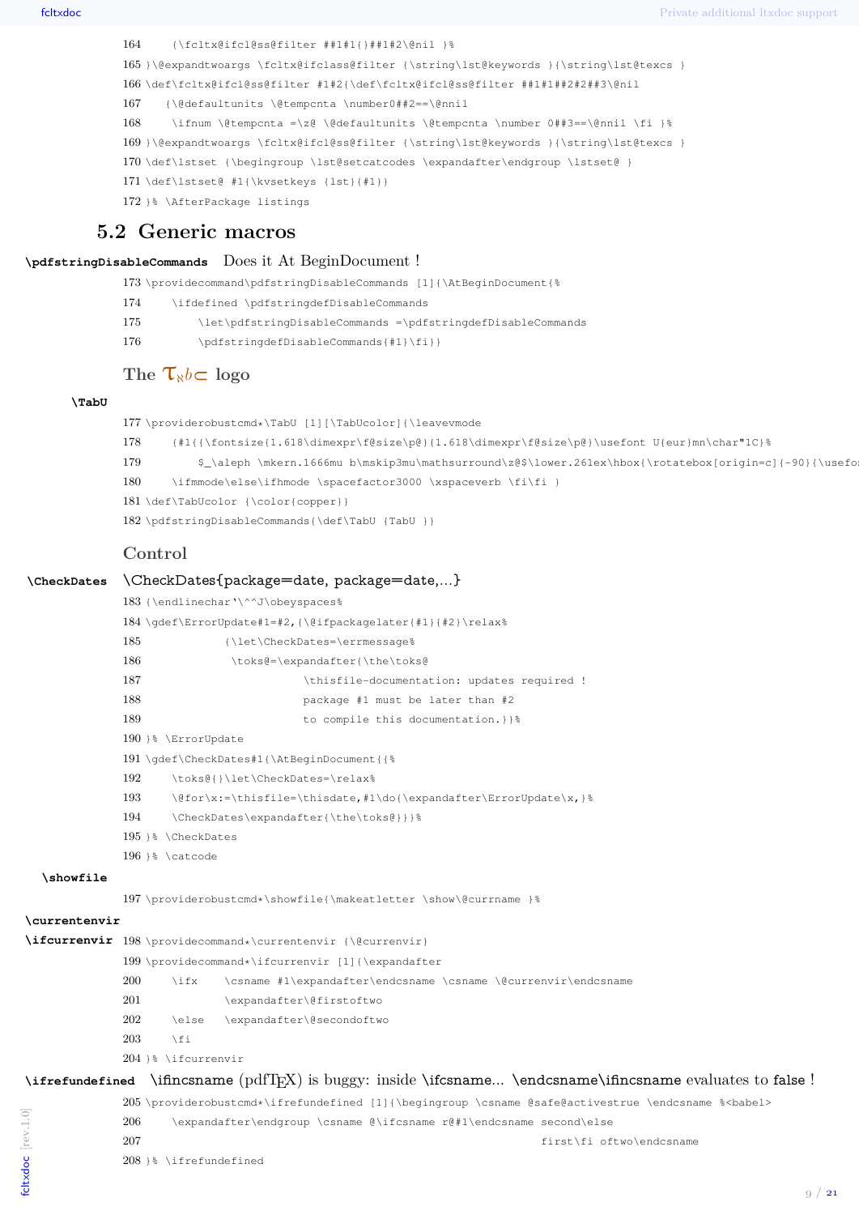```
164     {\fcltx@ifcl@ss@filter ##1#1{}##1#2\@nil }%
165 }\@expandtwoargs \fcltx@ifclass@filter {\string\lst@keywords }{\string\lst@texcs }
166 \def\fcltx@ifcl@ss@filter #1#2{\def\fcltx@ifcl@ss@filter ##1#1##2#2##3\@nil
167    {\@defaultunits \@tempcnta \number0##2==\@nnil
168     \ifnum \@tempcnta =\z@ \@defaultunits \@tempcnta \number 0##3==\@nnil \fi }%
169 }\@expandtwoargs \fcltx@ifcl@ss@filter {\string\lst@keywords }{\string\lst@texcs }
170 \def\lstset {\begingroup \lst@setcatcodes \expandafter\endgroup \lstset@ }
171 \def\lstset@ #1{\kvsetkeys {lst}{#1}}
172 }% \AfterPackage listings
```

## 5.2 Generic macros

**\pdfstringDisableCommands** Does it At BeginDocument !

```
173 \providecommand\pdfstringDisableCommands [1]{\AtBeginDocument{%
174     \ifdefined \pdfstringdefDisableCommands
175         \let\pdfstringDisableCommands =\pdfstringdefDisableCommands
176         \pdfstringdefDisableCommands{#1}\fi}}
```

### The Tℵb⊂ logo

**\TabU**

```
177 \providerobustcmd*\TabU [1][\TabUcolor]{\leavevmode
178     {#1{{\fontsize{1.618\dimexpr\f@size\p@}{1.618\dimexpr\f@size\p@}\usefont U{eur}mn\char"1C}%
179         $_\aleph \mkern.1666mu b\mskip3mu\mathsurround\z@$\lower.261ex\hbox{\rotatebox[origin=c]{-90}{\usefon
180     \ifmmode\else\ifhmode \spacefactor3000 \xspaceverb \fi\fi }
181 \def\TabUcolor {\color{copper}}
182 \pdfstringDisableCommands{\def\TabU {TabU }}
```

### Control

**\CheckDates** \CheckDates{package=date, package=date,...}

```
183 {\endlinechar`\^^J\obeyspaces%
184 \gdef\ErrorUpdate#1=#2,{\@ifpackagelater{#1}{#2}\relax%
185             {\let\CheckDates=\errmessage%
186              \toks@=\expandafter{\the\toks@
187                         \thisfile-documentation: updates required !
188                         package #1 must be later than #2
189                         to compile this documentation.}}%
190 }% \ErrorUpdate
191 \gdef\CheckDates#1{\AtBeginDocument{{%
192     \toks@{}\let\CheckDates=\relax%
193     \@for\x:=\thisfile=\thisdate,#1\do{\expandafter\ErrorUpdate\x,}%
194     \CheckDates\expandafter{\the\toks@}}}%
195 }% \CheckDates
196 }% \catcode
```

**\showfile**

```
197 \providerobustcmd*\showfile{\makeatletter \show\@currname }%
```

**\currentenvir**
**\ifcurrenvir**

```
198 \providecommand*\currentenvir {\@currenvir}
199 \providecommand*\ifcurrenvir [1]{\expandafter
200     \ifx    \csname #1\expandafter\endcsname \csname \@currenvir\endcsname
201             \expandafter\@firstoftwo
202     \else   \expandafter\@secondoftwo
203     \fi
204 }% \ifcurrenvir
```

**\ifrefundefined** \ifincsname (pdfTEX) is buggy: inside \ifcsname... \endcsname\ifincsname evaluates to false !

```
205 \providerobustcmd*\ifrefundefined [1]{\begingroup \csname @safe@activestrue \endcsname %<babel>
206     \expandafter\endgroup \csname @\ifcsname r@#1\endcsname second\else
207                                                                 first\fi oftwo\endcsname
208 }% \ifrefundefined
```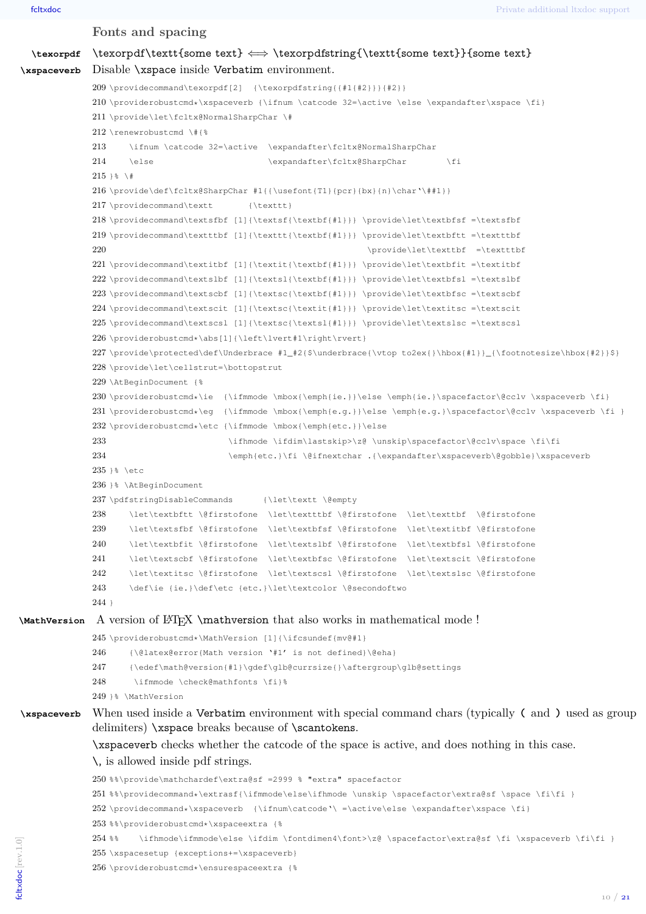### Fonts and spacing

**\texorpdf** \texorpdf\texttt{some text} ⟺ \texorpdfstring{\texttt{some text}}{some text}

**\xspaceverb** Disable \xspace inside Verbatim environment.

```
209 \providecommand\texorpdf[2]  {\texorpdfstring{{#1{#2}}}{#2}}
210 \providerobustcmd*\xspaceverb {\ifnum \catcode 32=\active \else \expandafter\xspace \fi}
211 \provide\let\fcltx@NormalSharpChar \#
212 \renewrobustcmd \#{%
213     \ifnum \catcode 32=\active  \expandafter\fcltx@NormalSharpChar
214     \else                       \expandafter\fcltx@SharpChar        \fi
215 }% \#
216 \provide\def\fcltx@SharpChar #1{{\usefont{T1}{pcr}{bx}{n}\char`\##1}}
217 \providecommand\textt       {\texttt}
218 \providecommand\textsfbf [1]{\textsf{\textbf{#1}}} \provide\let\textbfsf =\textsfbf
219 \providecommand\textttbf [1]{\texttt{\textbf{#1}}} \provide\let\textbftt =\textttbf
220                                                    \provide\let\texttbf  =\textttbf
221 \providecommand\textitbf [1]{\textit{\textbf{#1}}} \provide\let\textbfit =\textitbf
222 \providecommand\textslbf [1]{\textsl{\textbf{#1}}} \provide\let\textbfsl =\textslbf
223 \providecommand\textscbf [1]{\textsc{\textbf{#1}}} \provide\let\textbfsc =\textscbf
224 \providecommand\textscit [1]{\textsc{\textit{#1}}} \provide\let\textitsc =\textscit
225 \providecommand\textscsl [1]{\textsc{\textsl{#1}}} \provide\let\textslsc =\textscsl
226 \providerobustcmd*\abs[1]{\left\lvert#1\right\rvert}
227 \provide\protected\def\Underbrace #1_#2{$\underbrace{\vtop to2ex{}\hbox{#1}}_{\footnotesize\hbox{#2}}$}
228 \provide\let\cellstrut=\bottopstrut
229 \AtBeginDocument {%
230 \providerobustcmd*\ie  {\ifmmode \mbox{\emph{ie.}}\else \emph{ie.}\spacefactor\@cclv \xspaceverb \fi}
231 \providerobustcmd*\eg  {\ifmmode \mbox{\emph{e.g.}}\else \emph{e.g.}\spacefactor\@cclv \xspaceverb \fi }
232 \providerobustcmd*\etc {\ifmmode \mbox{\emph{etc.}}\else
233                         \ifhmode \ifdim\lastskip>\z@ \unskip\spacefactor\@cclv\space \fi\fi
234                         \emph{etc.}\fi \@ifnextchar .{\expandafter\xspaceverb\@gobble}\xspaceverb
235 }% \etc
236 }% \AtBeginDocument
237 \pdfstringDisableCommands      {\let\textt \@empty
238     \let\textbftt \@firstofone  \let\textttbf \@firstofone  \let\texttbf  \@firstofone
239     \let\textsfbf \@firstofone  \let\textbfsf \@firstofone  \let\textitbf \@firstofone
240     \let\textbfit \@firstofone  \let\textslbf \@firstofone  \let\textbfsl \@firstofone
241     \let\textscbf \@firstofone  \let\textbfsc \@firstofone  \let\textscit \@firstofone
242     \let\textitsc \@firstofone  \let\textscsl \@firstofone  \let\textslsc \@firstofone
243     \def\ie {ie.}\def\etc {etc.}\let\textcolor \@secondoftwo
244 }
```

**\MathVersion** A version of LaTeX \mathversion that also works in mathematical mode !

```
245 \providerobustcmd*\MathVersion [1]{\ifcsundef{mv@#1}
246     {\@latex@error{Math version `#1' is not defined}\@eha}
247     {\edef\math@version{#1}\gdef\glb@currsize{}\aftergroup\glb@settings
248      \ifmmode \check@mathfonts \fi}%
249 }% \MathVersion
```

**\xspaceverb** When used inside a Verbatim environment with special command chars (typically ( and ) used as group delimiters) \xspace breaks because of \scantokens.

\xspaceverb checks whether the catcode of the space is active, and does nothing in this case.

\, is allowed inside pdf strings.

```
250 %%\provide\mathchardef\extra@sf =2999 % "extra" spacefactor
251 %%\providecommand*\extrasf{\ifmmode\else\ifhmode \unskip \spacefactor\extra@sf \space \fi\fi }
252 \providecommand*\xspaceverb  {\ifnum\catcode`\ =\active\else \expandafter\xspace \fi}
253 %%\providerobustcmd*\xspaceextra {%
254 %%    \ifhmode\ifmmode\else \ifdim \fontdimen4\font>\z@ \spacefactor\extra@sf \fi \xspaceverb \fi\fi }
255 \xspacesetup {exceptions+=\xspaceverb}
256 \providerobustcmd*\ensurespaceextra {%
```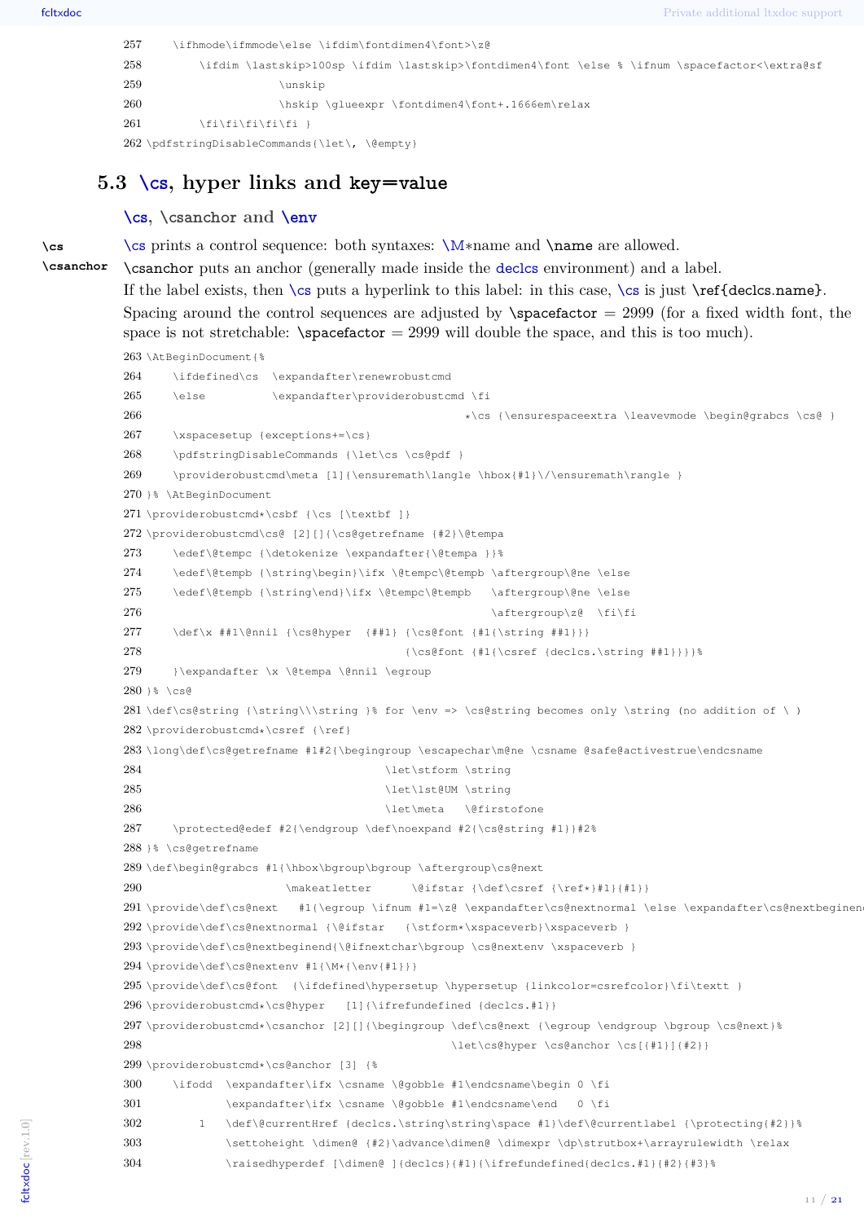```
257     \ifhmode\ifmmode\else \ifdim\fontdimen4\font>\z@
258         \ifdim \lastskip>100sp \ifdim \lastskip>\fontdimen4\font \else % \ifnum \spacefactor<\extra@sf
259                 \unskip
260                 \hskip \glueexpr \fontdimen4\font+.1666em\relax
261         \fi\fi\fi\fi\fi }
262 \pdfstringDisableCommands{\let\, \@empty}
```

## 5.3 \cs, hyper links and key=value

### \cs, \csanchor and \env

**\cs** **\csanchor**

\cs prints a control sequence: both syntaxes: \M*name and \name are allowed.

\csanchor puts an anchor (generally made inside the declcs environment) and a label.

If the label exists, then \cs puts a hyperlink to this label: in this case, \cs is just \ref{declcs.name}.

Spacing around the control sequences are adjusted by \spacefactor = 2999 (for a fixed width font, the space is not stretchable: \spacefactor = 2999 will double the space, and this is too much).

```
263 \AtBeginDocument{%
264     \ifdefined\cs  \expandafter\renewrobustcmd
265     \else          \expandafter\providerobustcmd \fi
266                                         *\cs {\ensurespaceextra \leavevmode \begin@grabcs \cs@ }
267     \xspacesetup {exceptions+=\cs}
268     \pdfstringDisableCommands {\let\cs \cs@pdf }
269     \providerobustcmd\meta [1]{\ensuremath\langle \hbox{#1}\/\ensuremath\rangle }
270 }% \AtBeginDocument
271 \providerobustcmd*\csbf {\cs [\textbf ]}
272 \providerobustcmd\cs@ [2][]{\cs@getrefname {#2}\@tempa
273     \edef\@tempc {\detokenize \expandafter{\@tempa }}%
274     \edef\@tempb {\string\begin}\ifx \@tempc\@tempb \aftergroup\@ne \else
275     \edef\@tempb {\string\end}\ifx \@tempc\@tempb   \aftergroup\@ne \else
276                                                 \aftergroup\z@  \fi\fi
277     \def\x ##1\@nnil {\cs@hyper  {##1} {\cs@font {#1{\string ##1}}}
278                                         {\cs@font {#1{\csref {declcs.\string ##1}}}}%
279     }\expandafter \x \@tempa \@nnil \egroup
280 }% \cs@
281 \def\cs@string {\string\\\string }% for \env => \cs@string becomes only \string (no addition of \ )
282 \providerobustcmd*\csref {\ref}
283 \long\def\cs@getrefname #1#2{\begingroup \escapechar\m@ne \csname @safe@activestrue\endcsname
284                                 \let\stform \string
285                                 \let\lst@UM \string
286                                 \let\meta   \@firstofone
287     \protected@edef #2{\endgroup \def\noexpand #2{\cs@string #1}}#2%
288 }% \cs@getrefname
289 \def\begin@grabcs #1{\hbox\bgroup\bgroup \aftergroup\cs@next
290                     \makeatletter      \@ifstar {\def\csref {\ref*}#1}{#1}}
291 \provide\def\cs@next   #1{\egroup \ifnum #1=\z@ \expandafter\cs@nextnormal \else \expandafter\cs@nextbeginend
292 \provide\def\cs@nextnormal {\@ifstar   {\stform*\xspaceverb}\xspaceverb }
293 \provide\def\cs@nextbeginend{\@ifnextchar\bgroup \cs@nextenv \xspaceverb }
294 \provide\def\cs@nextenv #1{\M*{\env{#1}}}
295 \provide\def\cs@font  {\ifdefined\hypersetup \hypersetup {linkcolor=csrefcolor}\fi\texttt }
296 \providerobustcmd*\cs@hyper   [1]{\ifrefundefined {declcs.#1}}
297 \providerobustcmd*\csanchor [2][]{\begingroup \def\cs@next {\egroup \endgroup \bgroup \cs@next}%
298                                         \let\cs@hyper \cs@anchor \cs[{#1}]{#2}}
299 \providerobustcmd*\cs@anchor [3] {%
300     \ifodd  \expandafter\ifx \csname \@gobble #1\endcsname\begin 0 \fi
301             \expandafter\ifx \csname \@gobble #1\endcsname\end   0 \fi
302         1   \def\@currentHref {declcs.\string\string\space #1}\def\@currentlabel {\protecting{#2}}%
303             \settoheight \dimen@ {#2}\advance\dimen@ \dimexpr \dp\strutbox+\arrayrulewidth \relax
304             \raisedhyperdef [\dimen@ ]{declcs}{#1}{\ifrefundefined{declcs.#1}{#2}{#3}%
```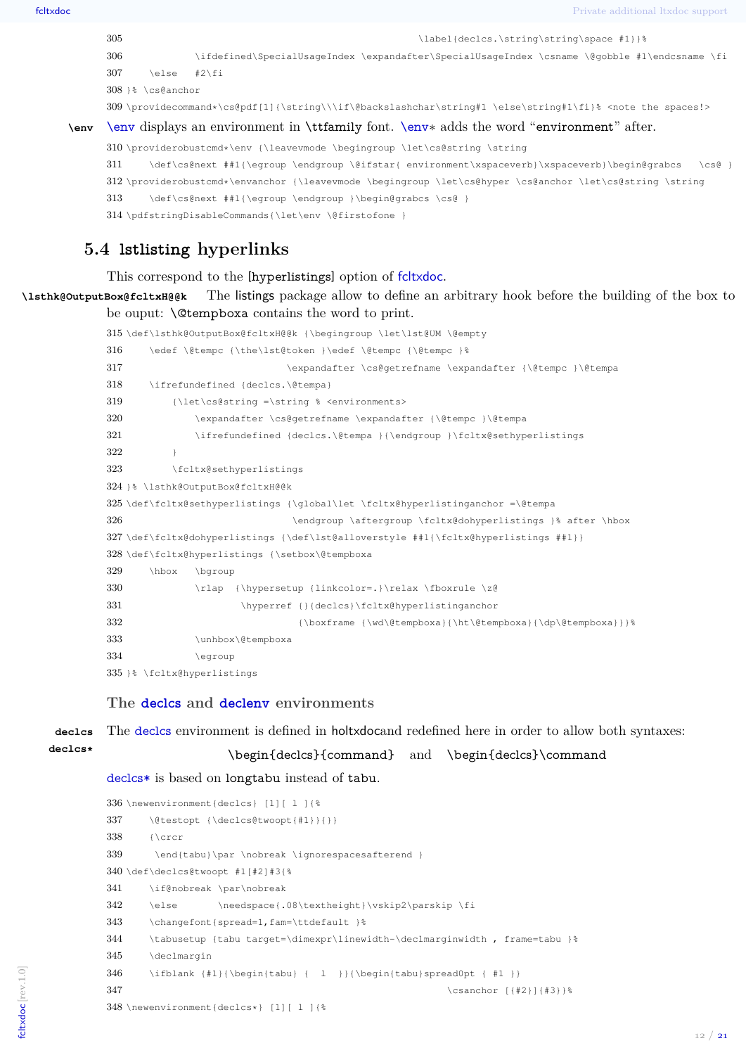```
305                                                     \label{declcs.\string\string\space #1}}%
306             \ifdefined\SpecialUsageIndex \expandafter\SpecialUsageIndex \csname \@gobble #1\endcsname \fi
307     \else   #2\fi
308 }% \cs@anchor
309 \providecommand*\cs@pdf[1]{\string\\\if\@backslashchar\string#1 \else\string#1\fi}% <note the spaces!>
```

**\env** \env displays an environment in \ttfamily font. \env* adds the word “environment” after.

```
310 \providerobustcmd*\env {\leavevmode \begingroup \let\cs@string \string
311     \def\cs@next ##1{\egroup \endgroup \@ifstar{ environment\xspaceverb}\xspaceverb}\begin@grabcs   \cs@ }
312 \providerobustcmd*\envanchor {\leavevmode \begingroup \let\cs@hyper \cs@anchor \let\cs@string \string
313     \def\cs@next ##1{\egroup \endgroup }\begin@grabcs \cs@ }
314 \pdfstringDisableCommands{\let\env \@firstofone }
```

## 5.4 lstlisting hyperlinks

This correspond to the [hyperlistings] option of fcltxdoc.

**\lsthk@OutputBox@fcltxH@@k** The listings package allow to define an arbitrary hook before the building of the box to be ouput: \@tempboxa contains the word to print.

```
315 \def\lsthk@OutputBox@fcltxH@@k {\begingroup \let\lst@UM \@empty
316     \edef \@tempc {\the\lst@token }\edef \@tempc {\@tempc }%
317                           \expandafter \cs@getrefname \expandafter {\@tempc }\@tempa
318     \ifrefundefined {declcs.\@tempa}
319         {\let\cs@string =\string % <environments>
320             \expandafter \cs@getrefname \expandafter {\@tempc }\@tempa
321             \ifrefundefined {declcs.\@tempa }{\endgroup }\fcltx@sethyperlistings
322         }
323         \fcltx@sethyperlistings
324 }% \lsthk@OutputBox@fcltxH@@k
325 \def\fcltx@sethyperlistings {\global\let \fcltx@hyperlistinganchor =\@tempa
326                            \endgroup \aftergroup \fcltx@dohyperlistings }% after \hbox
327 \def\fcltx@dohyperlistings {\def\lst@alloverstyle ##1{\fcltx@hyperlistings ##1}}
328 \def\fcltx@hyperlistings {\setbox\@tempboxa
329     \hbox   \bgroup
330             \rlap  {\hypersetup {linkcolor=.}\relax \fboxrule \z@
331                     \hyperref {}{declcs}\fcltx@hyperlistinganchor
332                               {\boxframe {\wd\@tempboxa}{\ht\@tempboxa}{\dp\@tempboxa}}}%
333             \unhbox\@tempboxa
334             \egroup
335 }% \fcltx@hyperlistings
```

### The declcs and declenv environments

**declcs**
**declcs*** The declcs environment is defined in holtxdocand redefined here in order to allow both syntaxes:

\begin{declcs}{command}   and   \begin{declcs}\command

declcs* is based on longtabu instead of tabu.

```
336 \newenvironment{declcs} [1][ l ]{%
337     \@testopt {\declcs@twoopt{#1}}{}}
338     {\crcr
339      \end{tabu}\par \nobreak \ignorespacesafterend }
340 \def\declcs@twoopt #1[#2]#3{%
341     \if@nobreak \par\nobreak
342     \else       \needspace{.08\textheight}\vskip2\parskip \fi
343     \changefont{spread=1,fam=\ttdefault }%
344     \tabusetup {tabu target=\dimexpr\linewidth-\declmarginwidth , frame=tabu }%
345     \declmargin
346     \ifblank {#1}{\begin{tabu} {  l  }}{\begin{tabu}spread0pt { #1 }}
347                                                           \csanchor [{#2}]{#3}}%
348 \newenvironment{declcs*} [1][ l ]{%
```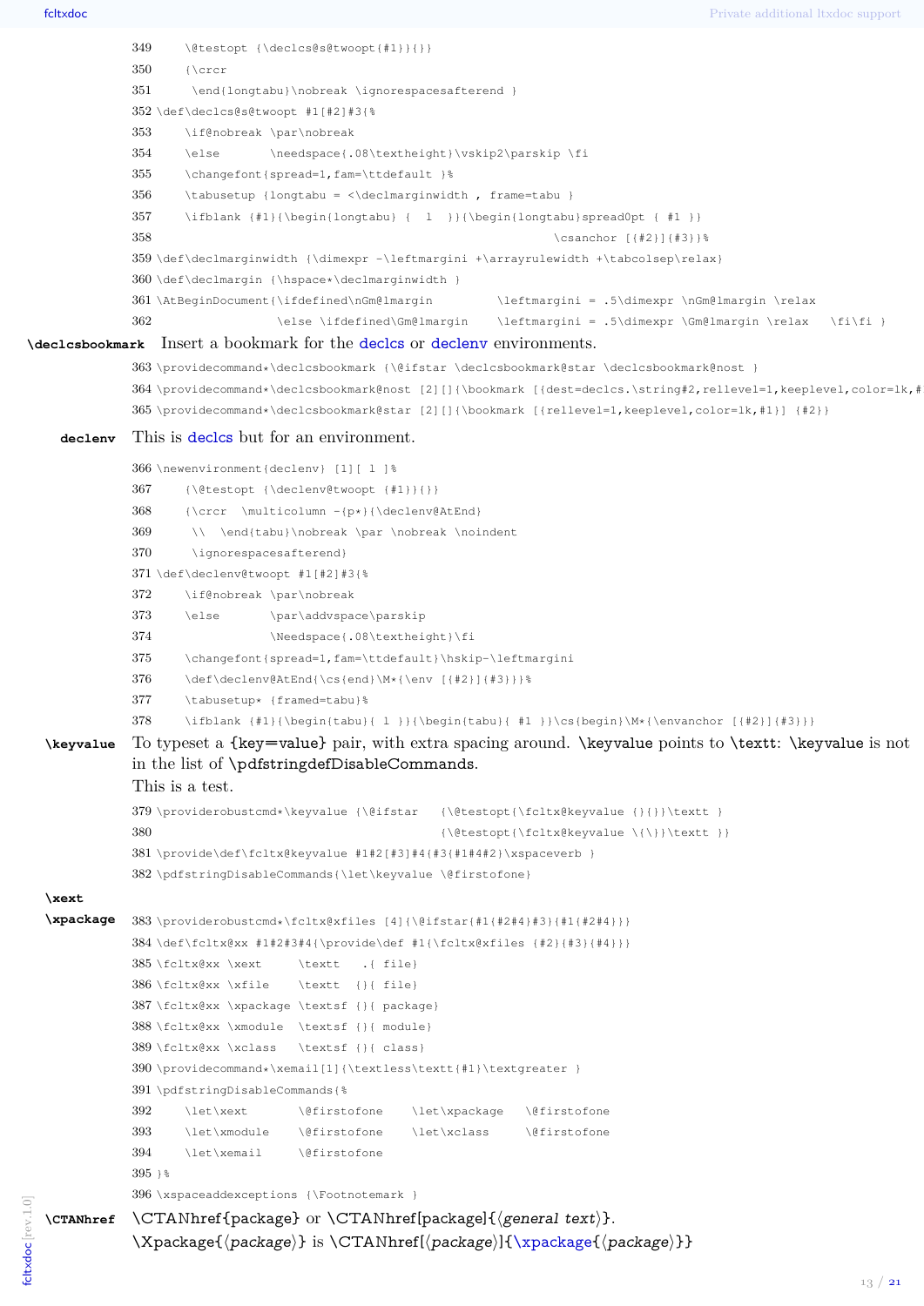```
349     \@testopt {\declcs@s@twoopt{#1}}{}}
350     {\crcr
351      \end{longtabu}\nobreak \ignorespacesafterend }
352 \def\declcs@s@twoopt #1[#2]#3{%
353     \if@nobreak \par\nobreak
354     \else       \needspace{.08\textheight}\vskip2\parskip \fi
355     \changefont{spread=1,fam=\ttdefault }%
356     \tabusetup {longtabu = <\declmarginwidth , frame=tabu }
357     \ifblank {#1}{\begin{longtabu} {  l  }}{\begin{longtabu}spread0pt { #1 }}
358                                                         \csanchor [{#2}]{#3}}%
359 \def\declmarginwidth {\dimexpr -\leftmargini +\arrayrulewidth +\tabcolsep\relax}
360 \def\declmargin {\hspace*\declmarginwidth }
361 \AtBeginDocument{\ifdefined\nGm@lmargin        \leftmargini = .5\dimexpr \nGm@lmargin \relax
362                 \else \ifdefined\Gm@lmargin    \leftmargini = .5\dimexpr \Gm@lmargin \relax   \fi\fi }
```

**\declcsbookmark** Insert a bookmark for the declcs or declenv environments.

```
363 \providecommand*\declcsbookmark {\@ifstar \declcsbookmark@star \declcsbookmark@nost }
364 \providecommand*\declcsbookmark@nost [2][]{\bookmark [{dest=declcs.\string#2,rellevel=1,keeplevel,color=lk,#
365 \providecommand*\declcsbookmark@star [2][]{\bookmark [{rellevel=1,keeplevel,color=lk,#1}] {#2}}
```

**declenv** This is declcs but for an environment.

```
366 \newenvironment{declenv} [1][ l ]%
367     {\@testopt {\declenv@twoopt {#1}}{}}
368     {\crcr  \multicolumn -{p*}{\declenv@AtEnd}
369      \\  \end{tabu}\nobreak \par \nobreak \noindent
370      \ignorespacesafterend}
371 \def\declenv@twoopt #1[#2]#3{%
372     \if@nobreak \par\nobreak
373     \else       \par\addvspace\parskip
374                 \Needspace{.08\textheight}\fi
375     \changefont{spread=1,fam=\ttdefault}\hskip-\leftmargini
376     \def\declenv@AtEnd{\cs{end}\M*{\env [{#2}]{#3}}}%
377     \tabusetup* {framed=tabu}%
378     \ifblank {#1}{\begin{tabu}{ l }}{\begin{tabu}{ #1 }}\cs{begin}\M*{\envanchor [{#2}]{#3}}}
```

**\keyvalue** To typeset a {key=value} pair, with extra spacing around. \keyvalue points to \textt: \keyvalue is not in the list of \pdfstringdefDisableCommands.
This is a test.

```
379 \providerobustcmd*\keyvalue {\@ifstar   {\@testopt{\fcltx@keyvalue {}{}}\textt }
380                                         {\@testopt{\fcltx@keyvalue \{\}}\textt }}
381 \provide\def\fcltx@keyvalue #1#2[#3]#4{#3{#1#4#2}\xspaceverb }
382 \pdfstringDisableCommands{\let\keyvalue \@firstofone}
```

**\xext**
**\xpackage**

```
383 \providerobustcmd*\fcltx@xfiles [4]{\@ifstar{#1{#2#4}#3}{#1{#2#4}}}
384 \def\fcltx@xx #1#2#3#4{\provide\def #1{\fcltx@xfiles {#2}{#3}{#4}}}
385 \fcltx@xx \xext     \textt   .{ file}
386 \fcltx@xx \xfile    \textt  {}{ file}
387 \fcltx@xx \xpackage \textsf {}{ package}
388 \fcltx@xx \xmodule  \textsf {}{ module}
389 \fcltx@xx \xclass   \textsf {}{ class}
390 \providecommand*\xemail[1]{\textless\textt{#1}\textgreater }
391 \pdfstringDisableCommands{%
392     \let\xext       \@firstofone    \let\xpackage   \@firstofone
393     \let\xmodule    \@firstofone    \let\xclass     \@firstofone
394     \let\xemail     \@firstofone
395 }%
396 \xspaceaddexceptions {\Footnotemark }
```

**\CTANhref** \CTANhref{package} or \CTANhref[package]{⟨*general text*⟩}.
\Xpackage{⟨*package*⟩} is \CTANhref[⟨*package*⟩]{\xpackage{⟨*package*⟩}}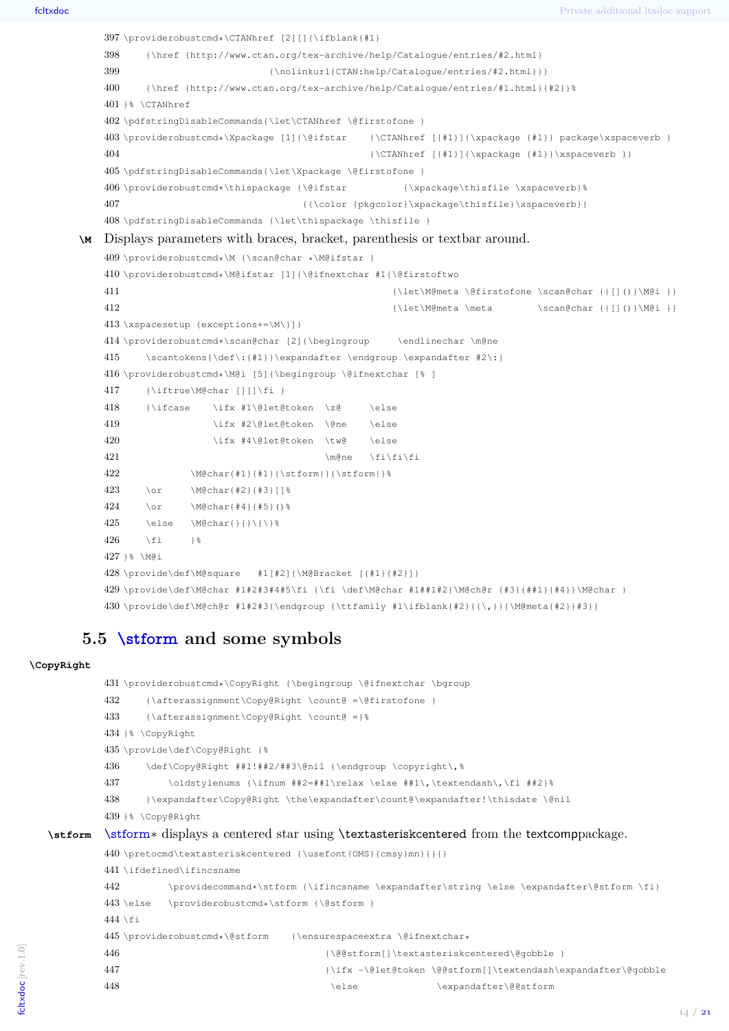```
397 \providerobustcmd*\CTANhref [2][]{\ifblank{#1}
398     {\href {http://www.ctan.org/tex-archive/help/Catalogue/entries/#2.html}
399                         {\nolinkurl{CTAN:help/Catalogue/entries/#2.html}}}
400     {\href {http://www.ctan.org/tex-archive/help/Catalogue/entries/#1.html}{#2}}%
401 }% \CTANhref
402 \pdfstringDisableCommands{\let\CTANhref \@firstofone }
403 \providerobustcmd*\Xpackage [1]{\@ifstar    {\CTANhref [{#1}]{\xpackage {#1}} package\xspaceverb }
404                                             {\CTANhref [{#1}]{\xpackage {#1}}\xspaceverb }}
405 \pdfstringDisableCommands{\let\Xpackage \@firstofone }
406 \providerobustcmd*\thispackage {\@ifstar          {\xpackage\thisfile \xspaceverb}%
407                                 {{\color {pkgcolor}\xpackage\thisfile}\xspaceverb}}
408 \pdfstringDisableCommands {\let\thispackage \thisfile }
```

**\M** Displays parameters with braces, bracket, parenthesis or textbar around.

```
409 \providerobustcmd*\M {\scan@char *\M@ifstar }
410 \providerobustcmd*\M@ifstar [1]{\@ifnextchar #1{\@firstoftwo
411                                             {\let\M@meta \@firstofone \scan@char {|[]()}\M@i }}
412                                             {\let\M@meta \meta        \scan@char {|[]()}\M@i }}
413 \xspacesetup {exceptions+=\M\}]}
414 \providerobustcmd*\scan@char [2]{\begingroup     \endlinechar \m@ne
415     \scantokens{\def\:{#1}}\expandafter \endgroup \expandafter #2\:}
416 \providerobustcmd*\M@i [5]{\begingroup \@ifnextchar [% ]
417     {\iftrue\M@char [][]\fi }
418     {\ifcase    \ifx #1\@let@token  \z@     \else
419                 \ifx #2\@let@token  \@ne    \else
420                 \ifx #4\@let@token  \tw@    \else
421                                     \m@ne   \fi\fi\fi
422             \M@char{#1}{#1}{\stform|}{\stform|}%
423     \or     \M@char{#2}{#3}[]%
424     \or     \M@char{#4}{#5}()%
425     \else   \M@char{}{}\{\}%
426     \fi     }%
427 }% \M@i
428 \provide\def\M@square   #1[#2]{\M@Bracket [{#1}{#2}]}
429 \provide\def\M@char #1#2#3#4#5\fi {\fi \def\M@char #1##1#2{\M@ch@r {#3}{##1}{#4}}\M@char }
430 \provide\def\M@ch@r #1#2#3{\endgroup {\ttfamily #1\ifblank{#2}{{\,}}{\M@meta{#2}}#3}}
```

## 5.5 \stform and some symbols

**\CopyRight**

```
431 \providerobustcmd*\CopyRight {\begingroup \@ifnextchar \bgroup
432     {\afterassignment\Copy@Right \count@ =\@firstofone }
433     {\afterassignment\Copy@Right \count@ =}%
434 }% \CopyRight
435 \provide\def\Copy@Right {%
436     \def\Copy@Right ##1!##2/##3\@nil {\endgroup \copyright\,%
437         \oldstylenums {\ifnum ##2=##1\relax \else ##1\,\textendash\,\fi ##2}%
438     }\expandafter\Copy@Right \the\expandafter\count@\expandafter!\thisdate \@nil
439 }% \Copy@Right
```

**\stform** \stform* displays a centered star using **\textasteriskcentered** from the textcomppackage.

```
440 \pretocmd\textasteriskcentered {\usefont{OMS}{cmsy}mn}{}{}
441 \ifdefined\ifincsname
442         \providecommand*\stform {\ifincsname \expandafter\string \else \expandafter\@stform \fi}
443 \else   \providerobustcmd*\stform {\@stform }
444 \fi
445 \providerobustcmd*\@stform    {\ensurespaceextra \@ifnextchar*
446                                 {\@@stform[]\textasteriskcentered\@gobble }
447                                 {\ifx -\@let@token \@@stform[]\textendash\expandafter\@gobble
448                                  \else              \expandafter\@@stform
```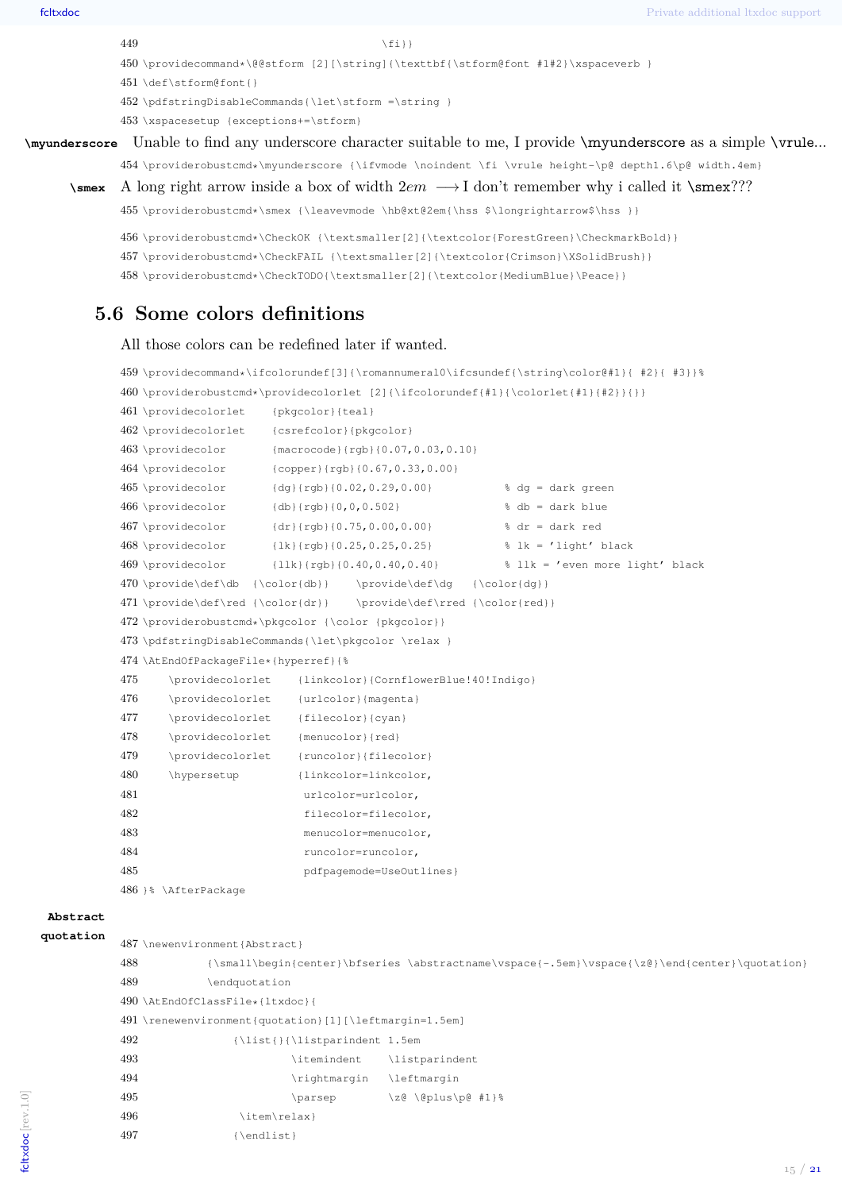```
449                                    \fi}}
450 \providecommand*\@@stform [2][\string]{\texttbf{\stform@font #1#2}\xspaceverb }
451 \def\stform@font{}
452 \pdfstringDisableCommands{\let\stform =\string }
453 \xspacesetup {exceptions+=\stform}
```

**\myunderscore** Unable to find any underscore character suitable to me, I provide **\myunderscore** as a simple **\vrule**...

```
454 \providerobustcmd*\myunderscore {\ifvmode \noindent \fi \vrule height-\p@ depth1.6\p@ width.4em}
```

**\smex** A long right arrow inside a box of width $2em$ $\longrightarrow$ I don't remember why i called it **\smex**???

```
455 \providerobustcmd*\smex {\leavevmode \hb@xt@2em{\hss $\longrightarrow$\hss }}
```

```
456 \providerobustcmd*\CheckOK {\textsmaller[2]{\textcolor{ForestGreen}\CheckmarkBold}}
457 \providerobustcmd*\CheckFAIL {\textsmaller[2]{\textcolor{Crimson}\XSolidBrush}}
458 \providerobustcmd*\CheckTODO{\textsmaller[2]{\textcolor{MediumBlue}\Peace}}
```

## 5.6 Some colors definitions

All those colors can be redefined later if wanted.

```
459 \providecommand*\ifcolorundef[3]{\romannumeral0\ifcsundef{\string\color@#1}{ #2}{ #3}}%
460 \providerobustcmd*\providecolorlet [2]{\ifcolorundef{#1}{\colorlet{#1}{#2}}{}}
461 \providecolorlet    {pkgcolor}{teal}
462 \providecolorlet    {csrefcolor}{pkgcolor}
463 \providecolor       {macrocode}{rgb}{0.07,0.03,0.10}
464 \providecolor       {copper}{rgb}{0.67,0.33,0.00}
465 \providecolor       {dg}{rgb}{0.02,0.29,0.00}          % dg = dark green
466 \providecolor       {db}{rgb}{0,0,0.502}               % db = dark blue
467 \providecolor       {dr}{rgb}{0.75,0.00,0.00}          % dr = dark red
468 \providecolor       {lk}{rgb}{0.25,0.25,0.25}          % lk = 'light' black
469 \providecolor       {llk}{rgb}{0.40,0.40,0.40}         % llk = 'even more light' black
470 \provide\def\db  {\color{db}}    \provide\def\dg   {\color{dg}}
471 \provide\def\red {\color{dr}}    \provide\def\rred {\color{red}}
472 \providerobustcmd*\pkgcolor {\color {pkgcolor}}
473 \pdfstringDisableCommands{\let\pkgcolor \relax }
474 \AtEndOfPackageFile*{hyperref}{%
475     \providecolorlet    {linkcolor}{CornflowerBlue!40!Indigo}
476     \providecolorlet    {urlcolor}{magenta}
477     \providecolorlet    {filecolor}{cyan}
478     \providecolorlet    {menucolor}{red}
479     \providecolorlet    {runcolor}{filecolor}
480     \hypersetup         {linkcolor=linkcolor,
481                          urlcolor=urlcolor,
482                          filecolor=filecolor,
483                          menucolor=menucolor,
484                          runcolor=runcolor,
485                          pdfpagemode=UseOutlines}
486 }% \AfterPackage
```

**Abstract**
**quotation**

```
487 \newenvironment{Abstract}
488         {\small\begin{center}\bfseries \abstractname\vspace{-.5em}\vspace{\z@}\end{center}\quotation}
489         \endquotation
490 \AtEndOfClassFile*{ltxdoc}{
491 \renewenvironment{quotation}[1][\leftmargin=1.5em]
492             {\list{}{\listparindent 1.5em
493                      \itemindent    \listparindent
494                      \rightmargin   \leftmargin
495                      \parsep        \z@ \@plus\p@ #1}%
496              \item\relax}
497             {\endlist}
```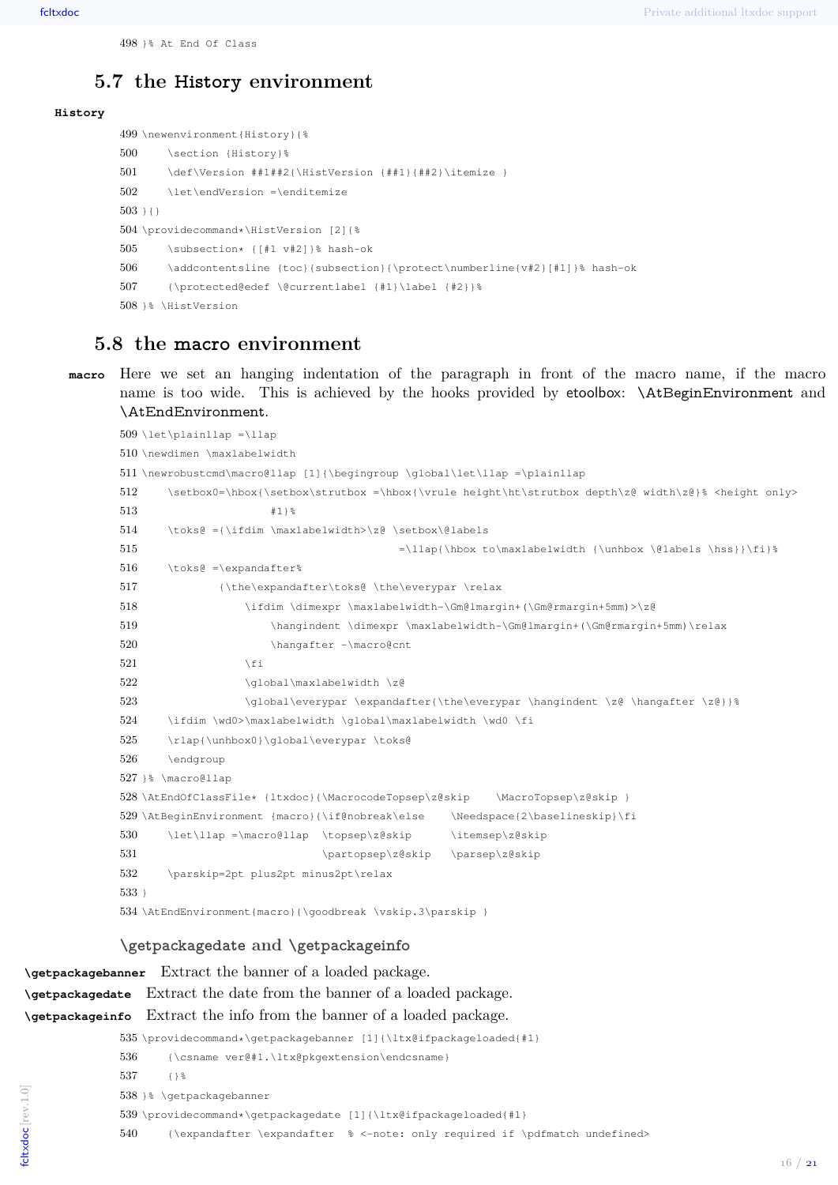```
498 }% At End Of Class
```

## 5.7 the History environment

**History**

```
499 \newenvironment{History}{%
500     \section {History}%
501     \def\Version ##1##2{\HistVersion {##1}{##2}\itemize }
502     \let\endVersion =\enditemize
503 }{}
504 \providecommand*\HistVersion [2]{%
505     \subsection* {[#1 v#2]}% hash-ok
506     \addcontentsline {toc}{subsection}{\protect\numberline{v#2}[#1]}% hash-ok
507     {\protected@edef \@currentlabel {#1}\label {#2}}%
508 }% \HistVersion
```

## 5.8 the macro environment

**macro** Here we set an hanging indentation of the paragraph in front of the macro name, if the macro name is too wide. This is achieved by the hooks provided by etoolbox: \AtBeginEnvironment and \AtEndEnvironment.

```
509 \let\plainllap =\llap
510 \newdimen \maxlabelwidth
511 \newrobustcmd\macro@llap [1]{\begingroup \global\let\llap =\plainllap
512     \setbox0=\hbox{\setbox\strutbox =\hbox{\vrule height\ht\strutbox depth\z@ width\z@}% <height only>
513                  #1}%
514     \toks@ ={\ifdim \maxlabelwidth>\z@ \setbox\@labels
515                                       =\llap{\hbox to\maxlabelwidth {\unhbox \@labels \hss}}\fi}%
516     \toks@ =\expandafter%
517             {\the\expandafter\toks@ \the\everypar \relax
518                 \ifdim \dimexpr \maxlabelwidth-\Gm@lmargin+(\Gm@rmargin+5mm)>\z@
519                     \hangindent \dimexpr \maxlabelwidth-\Gm@lmargin+(\Gm@rmargin+5mm)\relax
520                     \hangafter -\macro@cnt
521                 \fi
522                 \global\maxlabelwidth \z@
523                 \global\everypar \expandafter{\the\everypar \hangindent \z@ \hangafter \z@}}%
524     \ifdim \wd0>\maxlabelwidth \global\maxlabelwidth \wd0 \fi
525     \rlap{\unhbox0}\global\everypar \toks@
526     \endgroup
527 }% \macro@llap
528 \AtEndOfClassFile* {ltxdoc}{\MacrocodeTopsep\z@skip    \MacroTopsep\z@skip }
529 \AtBeginEnvironment {macro}{\if@nobreak\else    \Needspace{2\baselineskip}\fi
530     \let\llap =\macro@llap  \topsep\z@skip      \itemsep\z@skip
531                             \partopsep\z@skip   \parsep\z@skip
532     \parskip=2pt plus2pt minus2pt\relax
533 }
534 \AtEndEnvironment{macro}{\goodbreak \vskip.3\parskip }
```

### \getpackagedate and \getpackageinfo

**\getpackagebanner** Extract the banner of a loaded package.

**\getpackagedate** Extract the date from the banner of a loaded package.

**\getpackageinfo** Extract the info from the banner of a loaded package.

```
535 \providecommand*\getpackagebanner [1]{\ltx@ifpackageloaded{#1}
536     {\csname ver@#1.\ltx@pkgextension\endcsname}
537     {}%
538 }% \getpackagebanner
539 \providecommand*\getpackagedate [1]{\ltx@ifpackageloaded{#1}
540     {\expandafter \expandafter  % <-note: only required if \pdfmatch undefined>
```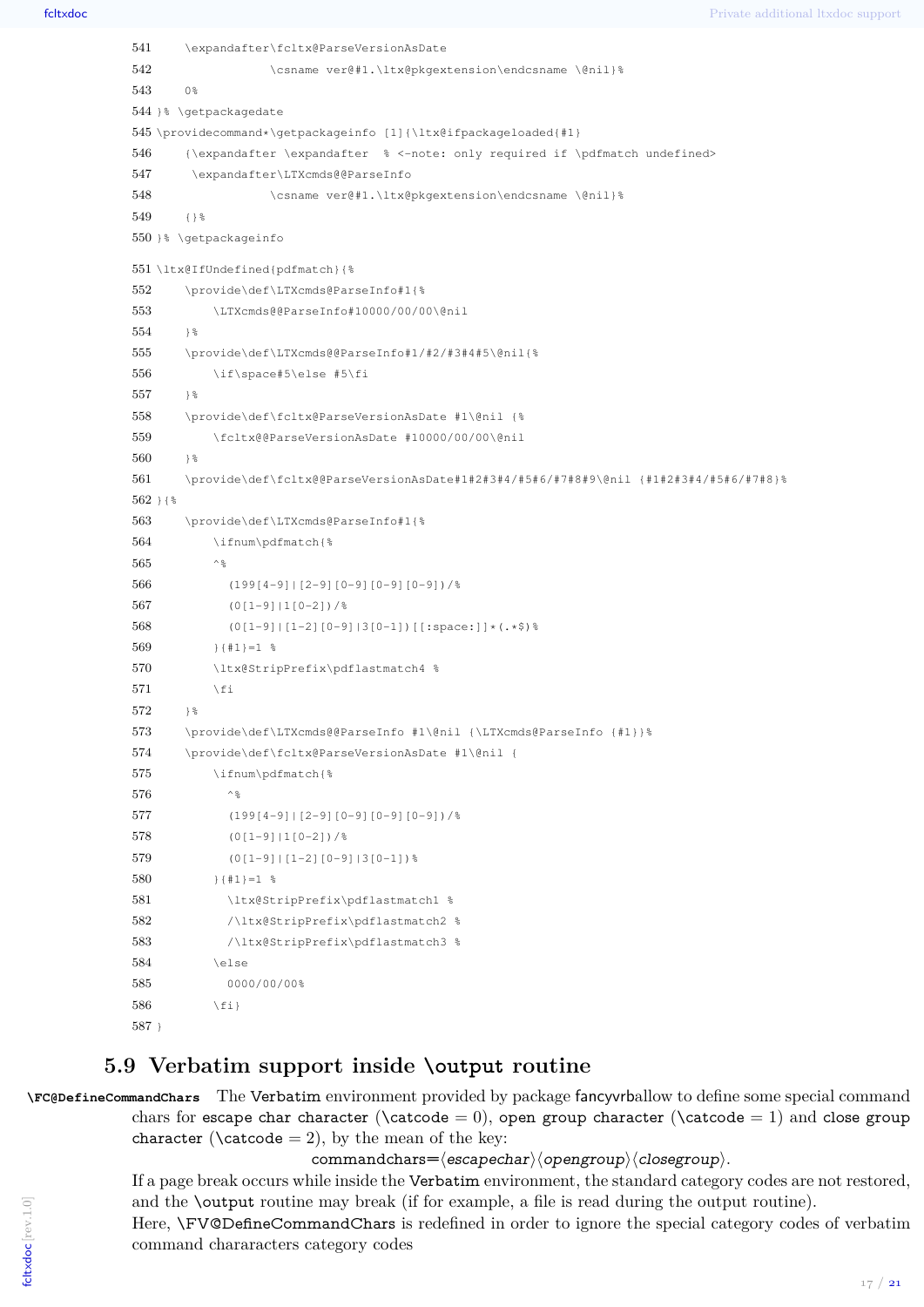```
541     \expandafter\fcltx@ParseVersionAsDate
542                 \csname ver@#1.\ltx@pkgextension\endcsname \@nil}%
543     0%
544 }% \getpackagedate
545 \providecommand*\getpackageinfo [1]{\ltx@ifpackageloaded{#1}
546     {\expandafter \expandafter  % <-note: only required if \pdfmatch undefined>
547      \expandafter\LTXcmds@@ParseInfo
548                 \csname ver@#1.\ltx@pkgextension\endcsname \@nil}%
549     {}%
550 }% \getpackageinfo
551 \ltx@IfUndefined{pdfmatch}{%
552     \provide\def\LTXcmds@ParseInfo#1{%
553         \LTXcmds@@ParseInfo#10000/00/00\@nil
554     }%
555     \provide\def\LTXcmds@@ParseInfo#1/#2/#3#4#5\@nil{%
556         \if\space#5\else #5\fi
557     }%
558     \provide\def\fcltx@ParseVersionAsDate #1\@nil {%
559         \fcltx@@ParseVersionAsDate #10000/00/00\@nil
560     }%
561     \provide\def\fcltx@@ParseVersionAsDate#1#2#3#4/#5#6/#7#8#9\@nil {#1#2#3#4/#5#6/#7#8}%
562 }{%
563     \provide\def\LTXcmds@ParseInfo#1{%
564         \ifnum\pdfmatch{%
565         ^%
566           (199[4-9]|[2-9][0-9][0-9][0-9])/%
567           (0[1-9]|1[0-2])/%
568           (0[1-9]|[1-2][0-9]|3[0-1])[[:space:]]*(.*$)%
569         }{#1}=1 %
570         \ltx@StripPrefix\pdflastmatch4 %
571         \fi
572     }%
573     \provide\def\LTXcmds@@ParseInfo #1\@nil {\LTXcmds@ParseInfo {#1}}%
574     \provide\def\fcltx@ParseVersionAsDate #1\@nil {
575         \ifnum\pdfmatch{%
576           ^%
577           (199[4-9]|[2-9][0-9][0-9][0-9])/%
578           (0[1-9]|1[0-2])/%
579           (0[1-9]|[1-2][0-9]|3[0-1])%
580         }{#1}=1 %
581           \ltx@StripPrefix\pdflastmatch1 %
582           /\ltx@StripPrefix\pdflastmatch2 %
583           /\ltx@StripPrefix\pdflastmatch3 %
584         \else
585           0000/00/00%
586         \fi}
587 }
```

## 5.9 Verbatim support inside \output routine

**\FC@DefineCommandChars** The Verbatim environment provided by package fancyvrballow to define some special command chars for escape char character (\catcode $= 0$), open group character (\catcode $= 1$) and close group character (\catcode $= 2$), by the mean of the key:

commandchars=⟨*escapechar*⟩⟨*opengroup*⟩⟨*closegroup*⟩.

If a page break occurs while inside the Verbatim environment, the standard category codes are not restored, and the \output routine may break (if for example, a file is read during the output routine).

Here, \FV@DefineCommandChars is redefined in order to ignore the special category codes of verbatim command chararacters category codes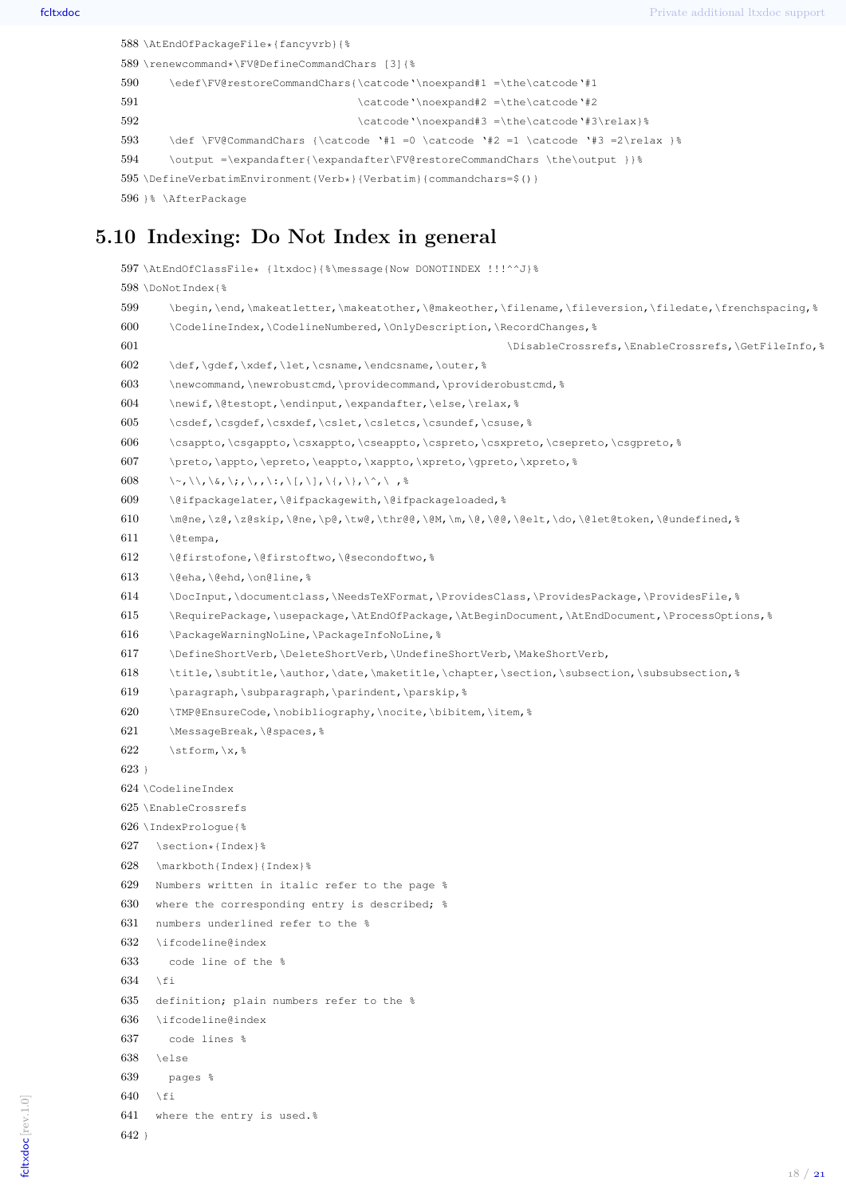```
588 \AtEndOfPackageFile*{fancyvrb}{%
589 \renewcommand*\FV@DefineCommandChars [3]{%
590     \edef\FV@restoreCommandChars{\catcode`\noexpand#1 =\the\catcode`#1
591                                  \catcode`\noexpand#2 =\the\catcode`#2
592                                  \catcode`\noexpand#3 =\the\catcode`#3\relax}%
593     \def \FV@CommandChars {\catcode `#1 =0 \catcode `#2 =1 \catcode `#3 =2\relax }%
594     \output =\expandafter{\expandafter\FV@restoreCommandChars \the\output }}%
595 \DefineVerbatimEnvironment{Verb*}{Verbatim}{commandchars=$()}
596 }% \AfterPackage
```

## 5.10 Indexing: Do Not Index in general

```
597 \AtEndOfClassFile* {ltxdoc}{%\message{Now DONOTINDEX !!!^^J}%
598 \DoNotIndex{%
599     \begin,\end,\makeatletter,\makeatother,\@makeother,\filename,\fileversion,\filedate,\frenchspacing,%
600     \CodelineIndex,\CodelineNumbered,\OnlyDescription,\RecordChanges,%
601                                                   \DisableCrossrefs,\EnableCrossrefs,\GetFileInfo,%
602     \def,\gdef,\xdef,\let,\csname,\endcsname,\outer,%
603     \newcommand,\newrobustcmd,\providecommand,\providerobustcmd,%
604     \newif,\@testopt,\endinput,\expandafter,\else,\relax,%
605     \csdef,\csgdef,\csxdef,\cslet,\csletcs,\csundef,\csuse,%
606     \csappto,\csgappto,\csxappto,\cseappto,\cspreto,\csxpreto,\csepreto,\csgpreto,%
607     \preto,\appto,\epreto,\eappto,\xappto,\xpreto,\gpreto,\xpreto,%
608     \~,\\,\&,\;,\,,\:,\[,\],\{,\},\^,\ ,%
609     \@ifpackagelater,\@ifpackagewith,\@ifpackageloaded,%
610     \m@ne,\z@,\z@skip,\@ne,\p@,\tw@,\thr@@,\@M,\m,\@,\@@,\@elt,\do,\@let@token,\@undefined,%
611     \@tempa,
612     \@firstofone,\@firstoftwo,\@secondoftwo,%
613     \@eha,\@ehd,\on@line,%
614     \DocInput,\documentclass,\NeedsTeXFormat,\ProvidesClass,\ProvidesPackage,\ProvidesFile,%
615     \RequirePackage,\usepackage,\AtEndOfPackage,\AtBeginDocument,\AtEndDocument,\ProcessOptions,%
616     \PackageWarningNoLine,\PackageInfoNoLine,%
617     \DefineShortVerb,\DeleteShortVerb,\UndefineShortVerb,\MakeShortVerb,
618     \title,\subtitle,\author,\date,\maketitle,\chapter,\section,\subsection,\subsubsection,%
619     \paragraph,\subparagraph,\parindent,\parskip,%
620     \TMP@EnsureCode,\nobibliography,\nocite,\bibitem,\item,%
621     \MessageBreak,\@spaces,%
622     \stform,\x,%
623 }
624 \CodelineIndex
625 \EnableCrossrefs
626 \IndexPrologue{%
627   \section*{Index}%
628   \markboth{Index}{Index}%
629   Numbers written in italic refer to the page %
630   where the corresponding entry is described; %
631   numbers underlined refer to the %
632   \ifcodeline@index
633     code line of the %
634   \fi
635   definition; plain numbers refer to the %
636   \ifcodeline@index
637     code lines %
638   \else
639     pages %
640   \fi
641   where the entry is used.%
642 }
```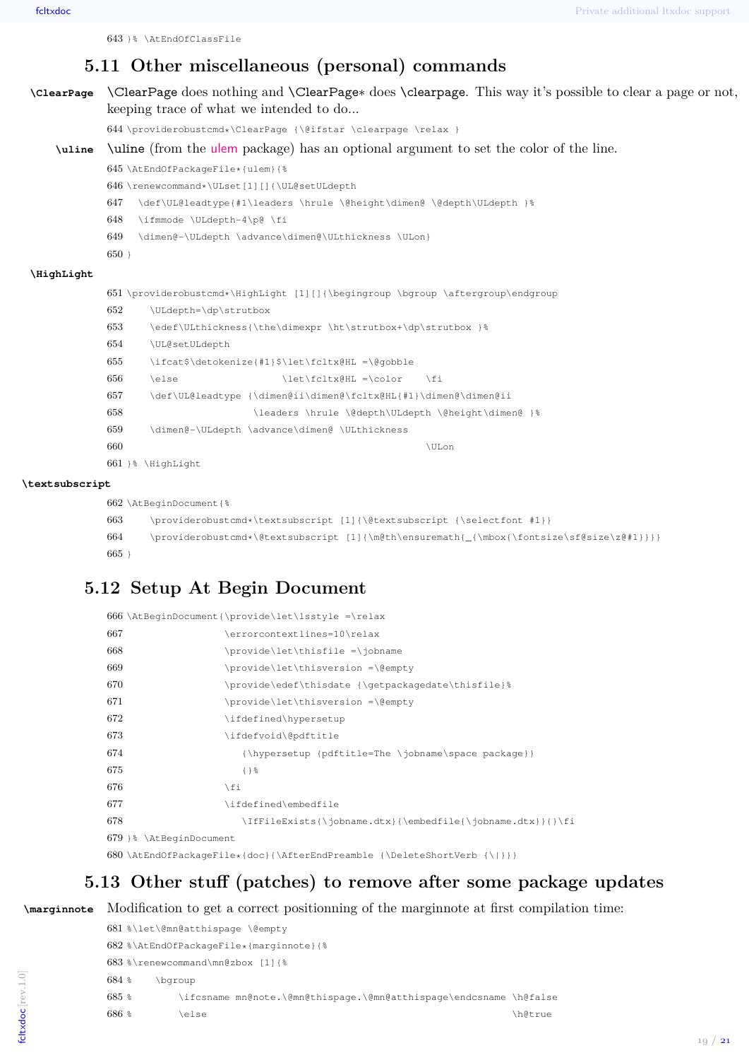```
643 }% \AtEndOfClassFile
```

## 5.11 Other miscellaneous (personal) commands

**\ClearPage** \ClearPage does nothing and \ClearPage* does \clearpage. This way it's possible to clear a page or not, keeping trace of what we intended to do...

```
644 \providerobustcmd*\ClearPage {\@ifstar \clearpage \relax }
```

**\uline** \uline (from the ulem package) has an optional argument to set the color of the line.

```
645 \AtEndOfPackageFile*{ulem}{%
646 \renewcommand*\ULset[1][]{\UL@setULdepth
647   \def\UL@leadtype{#1\leaders \hrule \@height\dimen@ \@depth\ULdepth }%
648   \ifmmode \ULdepth-4\p@ \fi
649   \dimen@-\ULdepth \advance\dimen@\ULthickness \ULon}
650 }
```

**\HighLight**

```
651 \providerobustcmd*\HighLight [1][]{\begingroup \bgroup \aftergroup\endgroup
652     \ULdepth=\dp\strutbox
653     \edef\ULthickness{\the\dimexpr \ht\strutbox+\dp\strutbox }%
654     \UL@setULdepth
655     \ifcat$\detokenize{#1}$\let\fcltx@HL =\@gobble
656     \else                  \let\fcltx@HL =\color    \fi
657     \def\UL@leadtype {\dimen@ii\dimen@\fcltx@HL{#1}\dimen@\dimen@ii
658                       \leaders \hrule \@depth\ULdepth \@height\dimen@ }%
659     \dimen@-\ULdepth \advance\dimen@ \ULthickness
660                                                        \ULon
661 }% \HighLight
```

**\textsubscript**

```
662 \AtBeginDocument{%
663     \providerobustcmd*\textsubscript [1]{\@textsubscript {\selectfont #1}}
664     \providerobustcmd*\@textsubscript [1]{\m@th\ensuremath{_{\mbox{\fontsize\sf@size\z@#1}}}}
665 }
```

## 5.12 Setup At Begin Document

```
666 \AtBeginDocument{\provide\let\lsstyle =\relax
667                  \errorcontextlines=10\relax
668                  \provide\let\thisfile =\jobname
669                  \provide\let\thisversion =\@empty
670                  \provide\edef\thisdate {\getpackagedate\thisfile}%
671                  \provide\let\thisversion =\@empty
672                  \ifdefined\hypersetup
673                  \ifdefvoid\@pdftitle
674                     {\hypersetup {pdftitle=The \jobname\space package}}
675                     {}%
676                  \fi
677                  \ifdefined\embedfile
678                     \IfFileExists{\jobname.dtx}{\embedfile{\jobname.dtx}}{}\fi
679 }% \AtBeginDocument
680 \AtEndOfPackageFile*{doc}{\AfterEndPreamble {\DeleteShortVerb {\|}}}
```

## 5.13 Other stuff (patches) to remove after some package updates

**\marginnote** Modification to get a correct positionning of the marginnote at first compilation time:

```
681 %\let\@mn@atthispage \@empty
682 %\AtEndOfPackageFile*{marginnote}{%
683 %\renewcommand\mn@zbox [1]{%
684 %    \bgroup
685 %        \ifcsname mn@note.\@mn@thispage.\@mn@atthispage\endcsname \h@false
686 %        \else                                                     \h@true
```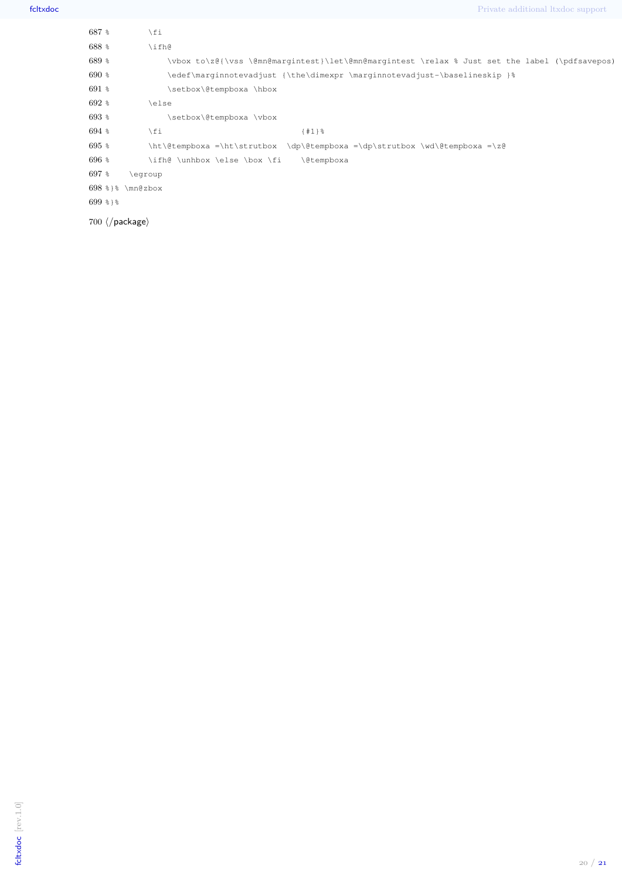```
687 %        \fi
688 %        \ifh@
689 %            \vbox to\z@{\vss \@mn@margintest}\let\@mn@margintest \relax % Just set the label (\pdfsavepos)
690 %            \edef\marginnotevadjust {\the\dimexpr \marginnotevadjust-\baselineskip }%
691 %            \setbox\@tempboxa \hbox
692 %        \else
693 %            \setbox\@tempboxa \vbox
694 %        \fi                            {#1}%
695 %        \ht\@tempboxa =\ht\strutbox  \dp\@tempboxa =\dp\strutbox \wd\@tempboxa =\z@
696 %        \ifh@ \unhbox \else \box \fi    \@tempboxa
697 %    \egroup
698 %}% \mn@zbox
699 %}%
700 </package>
```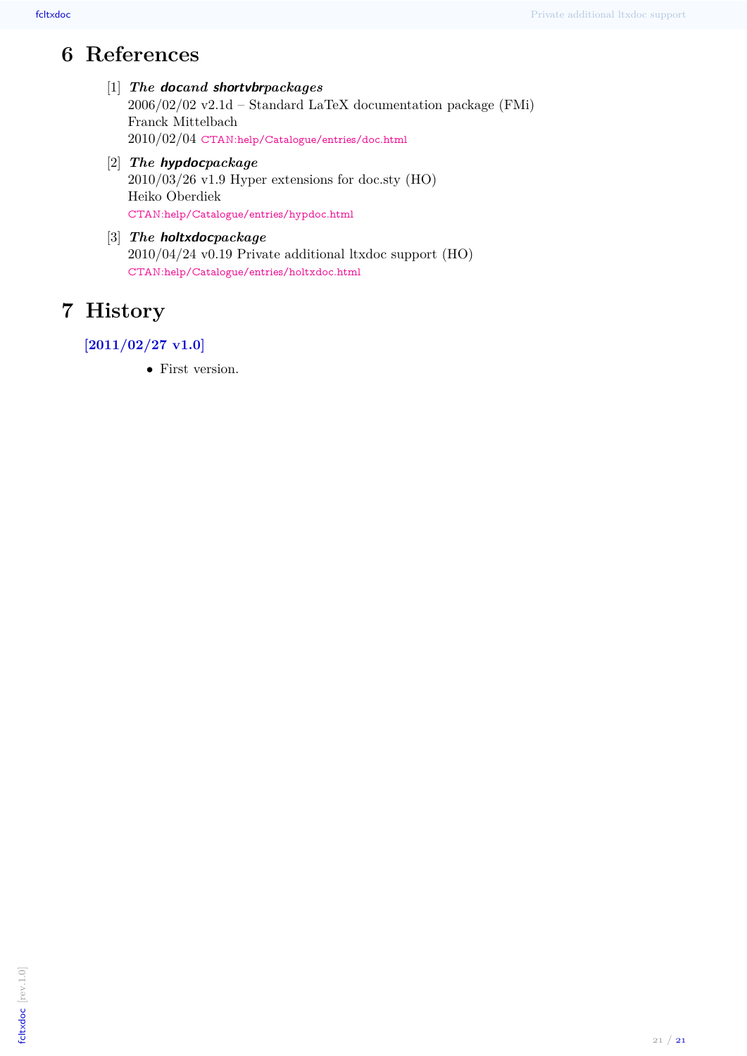# 6 References

[1] ***The doc and shortvrb packages***
2006/02/02 v2.1d – Standard LaTeX documentation package (FMi)
Franck Mittelbach
2010/02/04 CTAN:help/Catalogue/entries/doc.html

[2] ***The hypdoc package***
2010/03/26 v1.9 Hyper extensions for doc.sty (HO)
Heiko Oberdiek
CTAN:help/Catalogue/entries/hypdoc.html

[3] ***The holtxdoc package***
2010/04/24 v0.19 Private additional ltxdoc support (HO)
CTAN:help/Catalogue/entries/holtxdoc.html

# 7 History

**[2011/02/27 v1.0]**

- First version.